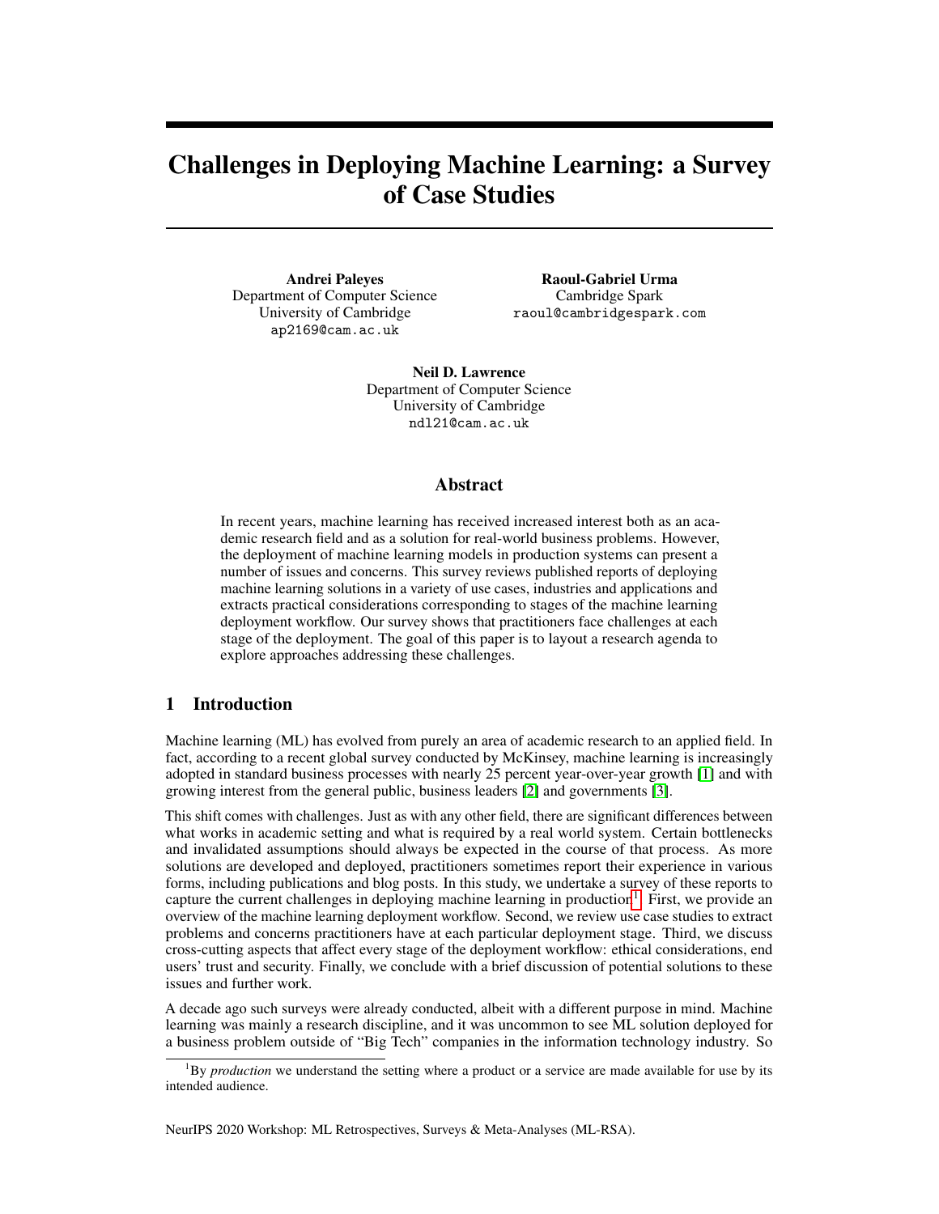# Challenges in Deploying Machine Learning: a Survey of Case Studies

**Andrei Paleyes**
Department of Computer Science
University of Cambridge
`ap2169@cam.ac.uk`

**Raoul-Gabriel Urma**
Cambridge Spark
`raoul@cambridgespark.com`

**Neil D. Lawrence**
Department of Computer Science
University of Cambridge
`ndl21@cam.ac.uk`

## Abstract

In recent years, machine learning has received increased interest both as an academic research field and as a solution for real-world business problems. However, the deployment of machine learning models in production systems can present a number of issues and concerns. This survey reviews published reports of deploying machine learning solutions in a variety of use cases, industries and applications and extracts practical considerations corresponding to stages of the machine learning deployment workflow. Our survey shows that practitioners face challenges at each stage of the deployment. The goal of this paper is to layout a research agenda to explore approaches addressing these challenges.

## 1 Introduction

Machine learning (ML) has evolved from purely an area of academic research to an applied field. In fact, according to a recent global survey conducted by McKinsey, machine learning is increasingly adopted in standard business processes with nearly 25 percent year-over-year growth [1] and with growing interest from the general public, business leaders [2] and governments [3].

This shift comes with challenges. Just as with any other field, there are significant differences between what works in academic setting and what is required by a real world system. Certain bottlenecks and invalidated assumptions should always be expected in the course of that process. As more solutions are developed and deployed, practitioners sometimes report their experience in various forms, including publications and blog posts. In this study, we undertake a survey of these reports to capture the current challenges in deploying machine learning in production[1]. First, we provide an overview of the machine learning deployment workflow. Second, we review use case studies to extract problems and concerns practitioners have at each particular deployment stage. Third, we discuss cross-cutting aspects that affect every stage of the deployment workflow: ethical considerations, end users' trust and security. Finally, we conclude with a brief discussion of potential solutions to these issues and further work.

A decade ago such surveys were already conducted, albeit with a different purpose in mind. Machine learning was mainly a research discipline, and it was uncommon to see ML solution deployed for a business problem outside of "Big Tech" companies in the information technology industry. So

[1]By *production* we understand the setting where a product or a service are made available for use by its intended audience.

NeurIPS 2020 Workshop: ML Retrospectives, Surveys & Meta-Analyses (ML-RSA).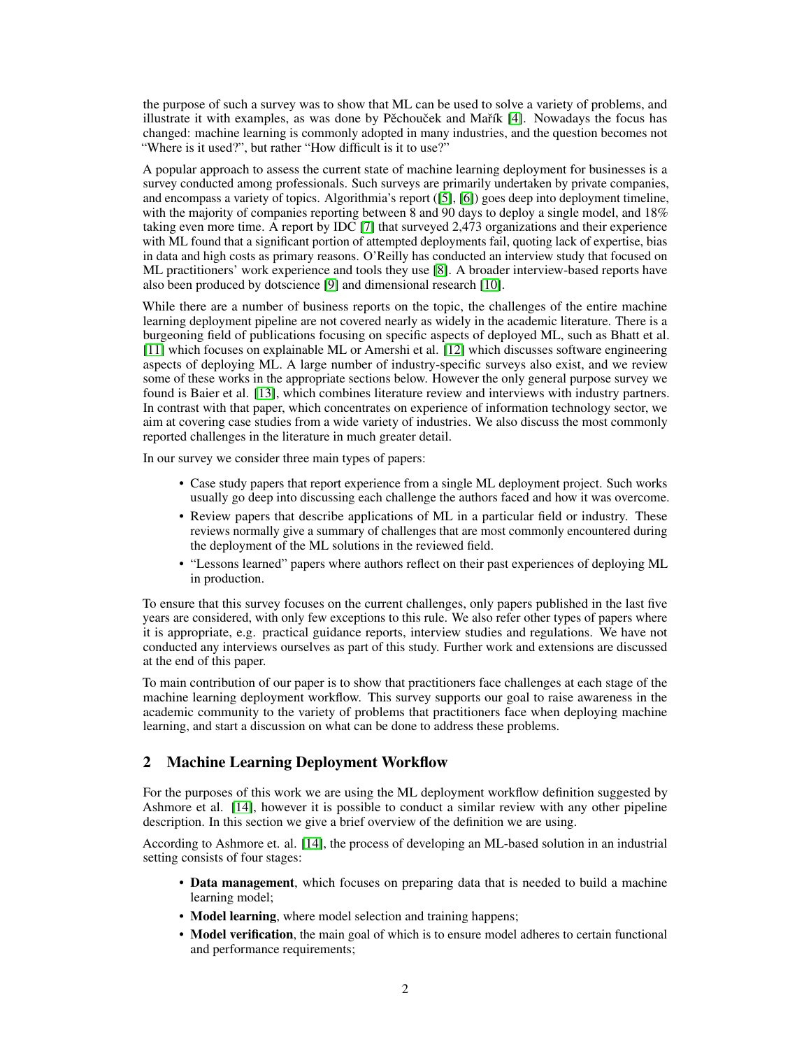the purpose of such a survey was to show that ML can be used to solve a variety of problems, and illustrate it with examples, as was done by Pěchouček and Mařík [4]. Nowadays the focus has changed: machine learning is commonly adopted in many industries, and the question becomes not "Where is it used?", but rather "How difficult is it to use?"

A popular approach to assess the current state of machine learning deployment for businesses is a survey conducted among professionals. Such surveys are primarily undertaken by private companies, and encompass a variety of topics. Algorithmia's report ([5], [6]) goes deep into deployment timeline, with the majority of companies reporting between 8 and 90 days to deploy a single model, and 18% taking even more time. A report by IDC [7] that surveyed 2,473 organizations and their experience with ML found that a significant portion of attempted deployments fail, quoting lack of expertise, bias in data and high costs as primary reasons. O'Reilly has conducted an interview study that focused on ML practitioners' work experience and tools they use [8]. A broader interview-based reports have also been produced by dotscience [9] and dimensional research [10].

While there are a number of business reports on the topic, the challenges of the entire machine learning deployment pipeline are not covered nearly as widely in the academic literature. There is a burgeoning field of publications focusing on specific aspects of deployed ML, such as Bhatt et al. [11] which focuses on explainable ML or Amershi et al. [12] which discusses software engineering aspects of deploying ML. A large number of industry-specific surveys also exist, and we review some of these works in the appropriate sections below. However the only general purpose survey we found is Baier et al. [13], which combines literature review and interviews with industry partners. In contrast with that paper, which concentrates on experience of information technology sector, we aim at covering case studies from a wide variety of industries. We also discuss the most commonly reported challenges in the literature in much greater detail.

In our survey we consider three main types of papers:

- Case study papers that report experience from a single ML deployment project. Such works usually go deep into discussing each challenge the authors faced and how it was overcome.
- Review papers that describe applications of ML in a particular field or industry. These reviews normally give a summary of challenges that are most commonly encountered during the deployment of the ML solutions in the reviewed field.
- "Lessons learned" papers where authors reflect on their past experiences of deploying ML in production.

To ensure that this survey focuses on the current challenges, only papers published in the last five years are considered, with only few exceptions to this rule. We also refer other types of papers where it is appropriate, e.g. practical guidance reports, interview studies and regulations. We have not conducted any interviews ourselves as part of this study. Further work and extensions are discussed at the end of this paper.

To main contribution of our paper is to show that practitioners face challenges at each stage of the machine learning deployment workflow. This survey supports our goal to raise awareness in the academic community to the variety of problems that practitioners face when deploying machine learning, and start a discussion on what can be done to address these problems.

## 2 Machine Learning Deployment Workflow

For the purposes of this work we are using the ML deployment workflow definition suggested by Ashmore et al. [14], however it is possible to conduct a similar review with any other pipeline description. In this section we give a brief overview of the definition we are using.

According to Ashmore et. al. [14], the process of developing an ML-based solution in an industrial setting consists of four stages:

- **Data management**, which focuses on preparing data that is needed to build a machine learning model;
- **Model learning**, where model selection and training happens;
- **Model verification**, the main goal of which is to ensure model adheres to certain functional and performance requirements;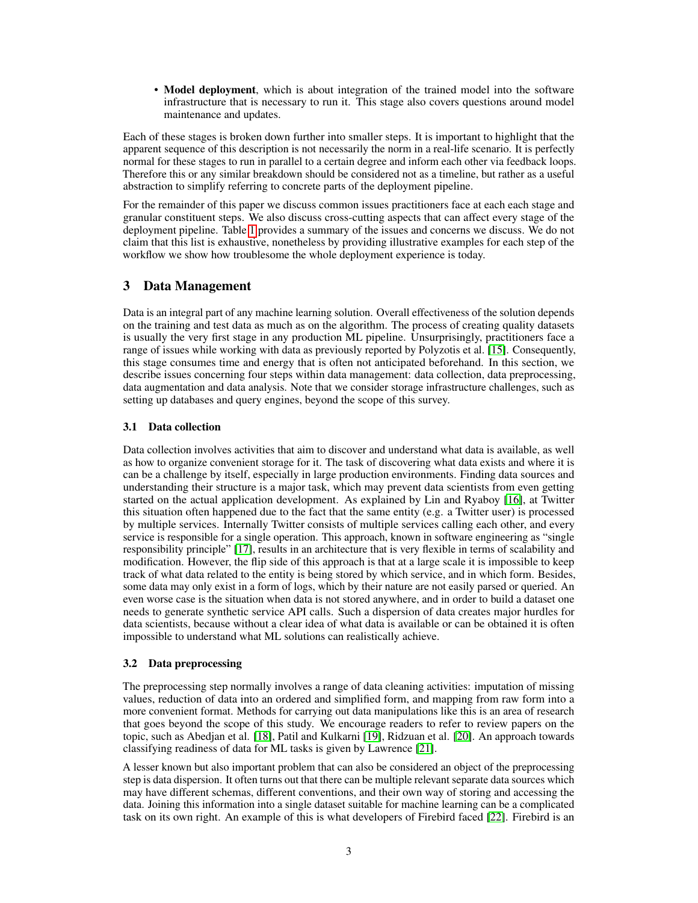- **Model deployment**, which is about integration of the trained model into the software infrastructure that is necessary to run it. This stage also covers questions around model maintenance and updates.

Each of these stages is broken down further into smaller steps. It is important to highlight that the apparent sequence of this description is not necessarily the norm in a real-life scenario. It is perfectly normal for these stages to run in parallel to a certain degree and inform each other via feedback loops. Therefore this or any similar breakdown should be considered not as a timeline, but rather as a useful abstraction to simplify referring to concrete parts of the deployment pipeline.

For the remainder of this paper we discuss common issues practitioners face at each each stage and granular constituent steps. We also discuss cross-cutting aspects that can affect every stage of the deployment pipeline. Table 1 provides a summary of the issues and concerns we discuss. We do not claim that this list is exhaustive, nonetheless by providing illustrative examples for each step of the workflow we show how troublesome the whole deployment experience is today.

## 3 Data Management

Data is an integral part of any machine learning solution. Overall effectiveness of the solution depends on the training and test data as much as on the algorithm. The process of creating quality datasets is usually the very first stage in any production ML pipeline. Unsurprisingly, practitioners face a range of issues while working with data as previously reported by Polyzotis et al. [15]. Consequently, this stage consumes time and energy that is often not anticipated beforehand. In this section, we describe issues concerning four steps within data management: data collection, data preprocessing, data augmentation and data analysis. Note that we consider storage infrastructure challenges, such as setting up databases and query engines, beyond the scope of this survey.

### 3.1 Data collection

Data collection involves activities that aim to discover and understand what data is available, as well as how to organize convenient storage for it. The task of discovering what data exists and where it is can be a challenge by itself, especially in large production environments. Finding data sources and understanding their structure is a major task, which may prevent data scientists from even getting started on the actual application development. As explained by Lin and Ryaboy [16], at Twitter this situation often happened due to the fact that the same entity (e.g. a Twitter user) is processed by multiple services. Internally Twitter consists of multiple services calling each other, and every service is responsible for a single operation. This approach, known in software engineering as "single responsibility principle" [17], results in an architecture that is very flexible in terms of scalability and modification. However, the flip side of this approach is that at a large scale it is impossible to keep track of what data related to the entity is being stored by which service, and in which form. Besides, some data may only exist in a form of logs, which by their nature are not easily parsed or queried. An even worse case is the situation when data is not stored anywhere, and in order to build a dataset one needs to generate synthetic service API calls. Such a dispersion of data creates major hurdles for data scientists, because without a clear idea of what data is available or can be obtained it is often impossible to understand what ML solutions can realistically achieve.

### 3.2 Data preprocessing

The preprocessing step normally involves a range of data cleaning activities: imputation of missing values, reduction of data into an ordered and simplified form, and mapping from raw form into a more convenient format. Methods for carrying out data manipulations like this is an area of research that goes beyond the scope of this study. We encourage readers to refer to review papers on the topic, such as Abedjan et al. [18], Patil and Kulkarni [19], Ridzuan et al. [20]. An approach towards classifying readiness of data for ML tasks is given by Lawrence [21].

A lesser known but also important problem that can also be considered an object of the preprocessing step is data dispersion. It often turns out that there can be multiple relevant separate data sources which may have different schemas, different conventions, and their own way of storing and accessing the data. Joining this information into a single dataset suitable for machine learning can be a complicated task on its own right. An example of this is what developers of Firebird faced [22]. Firebird is an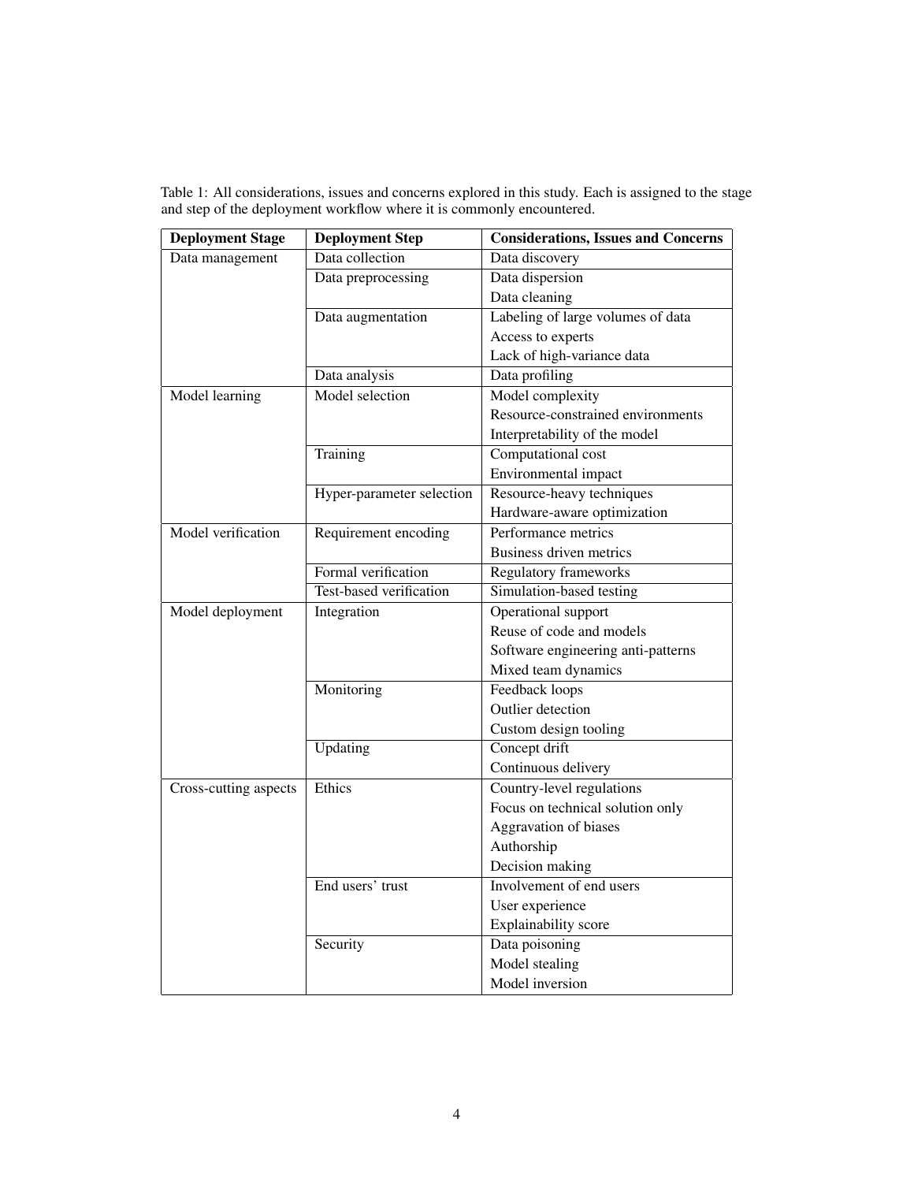Table 1: All considerations, issues and concerns explored in this study. Each is assigned to the stage and step of the deployment workflow where it is commonly encountered.

| Deployment Stage | Deployment Step | Considerations, Issues and Concerns |
|---|---|---|
| Data management | Data collection | Data discovery |
| | Data preprocessing | Data dispersion |
| | | Data cleaning |
| | Data augmentation | Labeling of large volumes of data |
| | | Access to experts |
| | | Lack of high-variance data |
| | Data analysis | Data profiling |
| Model learning | Model selection | Model complexity |
| | | Resource-constrained environments |
| | | Interpretability of the model |
| | Training | Computational cost |
| | | Environmental impact |
| | Hyper-parameter selection | Resource-heavy techniques |
| | | Hardware-aware optimization |
| Model verification | Requirement encoding | Performance metrics |
| | | Business driven metrics |
| | Formal verification | Regulatory frameworks |
| | Test-based verification | Simulation-based testing |
| Model deployment | Integration | Operational support |
| | | Reuse of code and models |
| | | Software engineering anti-patterns |
| | | Mixed team dynamics |
| | Monitoring | Feedback loops |
| | | Outlier detection |
| | | Custom design tooling |
| | Updating | Concept drift |
| | | Continuous delivery |
| Cross-cutting aspects | Ethics | Country-level regulations |
| | | Focus on technical solution only |
| | | Aggravation of biases |
| | | Authorship |
| | | Decision making |
| | End users' trust | Involvement of end users |
| | | User experience |
| | | Explainability score |
| | Security | Data poisoning |
| | | Model stealing |
| | | Model inversion |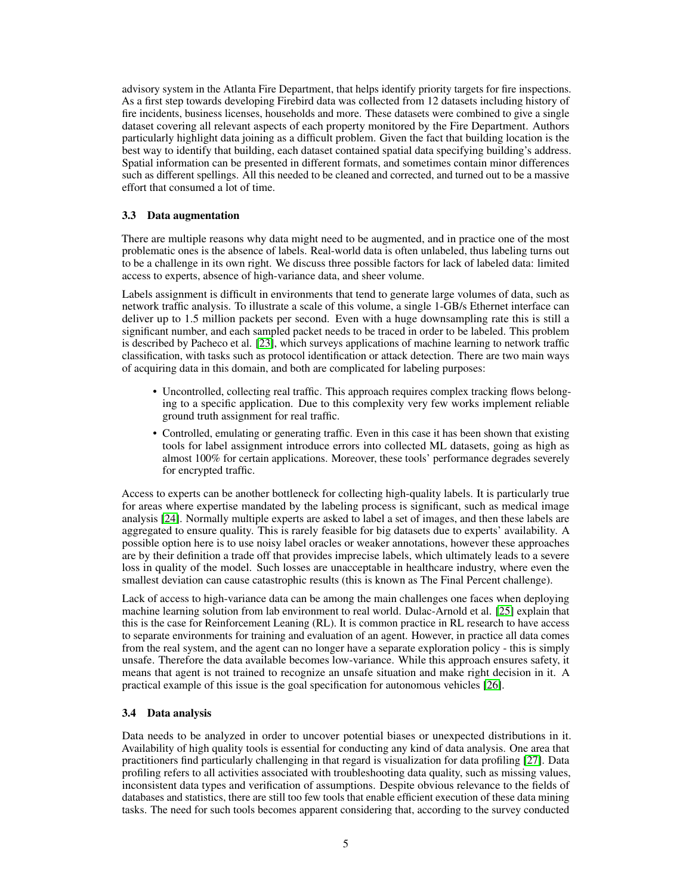advisory system in the Atlanta Fire Department, that helps identify priority targets for fire inspections. As a first step towards developing Firebird data was collected from 12 datasets including history of fire incidents, business licenses, households and more. These datasets were combined to give a single dataset covering all relevant aspects of each property monitored by the Fire Department. Authors particularly highlight data joining as a difficult problem. Given the fact that building location is the best way to identify that building, each dataset contained spatial data specifying building's address. Spatial information can be presented in different formats, and sometimes contain minor differences such as different spellings. All this needed to be cleaned and corrected, and turned out to be a massive effort that consumed a lot of time.

### 3.3 Data augmentation

There are multiple reasons why data might need to be augmented, and in practice one of the most problematic ones is the absence of labels. Real-world data is often unlabeled, thus labeling turns out to be a challenge in its own right. We discuss three possible factors for lack of labeled data: limited access to experts, absence of high-variance data, and sheer volume.

Labels assignment is difficult in environments that tend to generate large volumes of data, such as network traffic analysis. To illustrate a scale of this volume, a single 1-GB/s Ethernet interface can deliver up to 1.5 million packets per second. Even with a huge downsampling rate this is still a significant number, and each sampled packet needs to be traced in order to be labeled. This problem is described by Pacheco et al. [23], which surveys applications of machine learning to network traffic classification, with tasks such as protocol identification or attack detection. There are two main ways of acquiring data in this domain, and both are complicated for labeling purposes:

- Uncontrolled, collecting real traffic. This approach requires complex tracking flows belonging to a specific application. Due to this complexity very few works implement reliable ground truth assignment for real traffic.
- Controlled, emulating or generating traffic. Even in this case it has been shown that existing tools for label assignment introduce errors into collected ML datasets, going as high as almost 100% for certain applications. Moreover, these tools' performance degrades severely for encrypted traffic.

Access to experts can be another bottleneck for collecting high-quality labels. It is particularly true for areas where expertise mandated by the labeling process is significant, such as medical image analysis [24]. Normally multiple experts are asked to label a set of images, and then these labels are aggregated to ensure quality. This is rarely feasible for big datasets due to experts' availability. A possible option here is to use noisy label oracles or weaker annotations, however these approaches are by their definition a trade off that provides imprecise labels, which ultimately leads to a severe loss in quality of the model. Such losses are unacceptable in healthcare industry, where even the smallest deviation can cause catastrophic results (this is known as The Final Percent challenge).

Lack of access to high-variance data can be among the main challenges one faces when deploying machine learning solution from lab environment to real world. Dulac-Arnold et al. [25] explain that this is the case for Reinforcement Leaning (RL). It is common practice in RL research to have access to separate environments for training and evaluation of an agent. However, in practice all data comes from the real system, and the agent can no longer have a separate exploration policy - this is simply unsafe. Therefore the data available becomes low-variance. While this approach ensures safety, it means that agent is not trained to recognize an unsafe situation and make right decision in it. A practical example of this issue is the goal specification for autonomous vehicles [26].

### 3.4 Data analysis

Data needs to be analyzed in order to uncover potential biases or unexpected distributions in it. Availability of high quality tools is essential for conducting any kind of data analysis. One area that practitioners find particularly challenging in that regard is visualization for data profiling [27]. Data profiling refers to all activities associated with troubleshooting data quality, such as missing values, inconsistent data types and verification of assumptions. Despite obvious relevance to the fields of databases and statistics, there are still too few tools that enable efficient execution of these data mining tasks. The need for such tools becomes apparent considering that, according to the survey conducted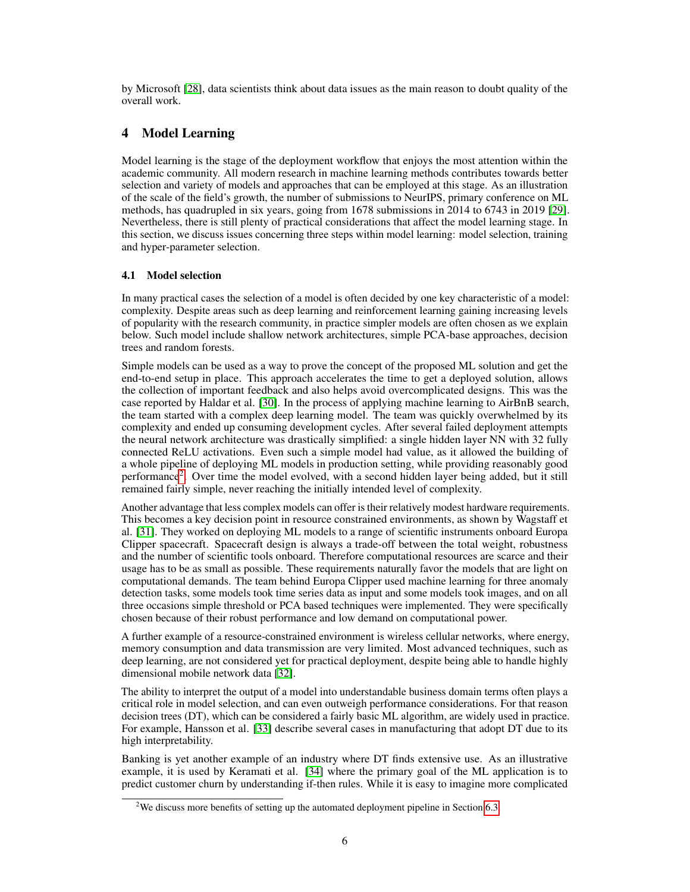by Microsoft [28], data scientists think about data issues as the main reason to doubt quality of the overall work.

# 4 Model Learning

Model learning is the stage of the deployment workflow that enjoys the most attention within the academic community. All modern research in machine learning methods contributes towards better selection and variety of models and approaches that can be employed at this stage. As an illustration of the scale of the field's growth, the number of submissions to NeurIPS, primary conference on ML methods, has quadrupled in six years, going from 1678 submissions in 2014 to 6743 in 2019 [29]. Nevertheless, there is still plenty of practical considerations that affect the model learning stage. In this section, we discuss issues concerning three steps within model learning: model selection, training and hyper-parameter selection.

## 4.1 Model selection

In many practical cases the selection of a model is often decided by one key characteristic of a model: complexity. Despite areas such as deep learning and reinforcement learning gaining increasing levels of popularity with the research community, in practice simpler models are often chosen as we explain below. Such model include shallow network architectures, simple PCA-base approaches, decision trees and random forests.

Simple models can be used as a way to prove the concept of the proposed ML solution and get the end-to-end setup in place. This approach accelerates the time to get a deployed solution, allows the collection of important feedback and also helps avoid overcomplicated designs. This was the case reported by Haldar et al. [30]. In the process of applying machine learning to AirBnB search, the team started with a complex deep learning model. The team was quickly overwhelmed by its complexity and ended up consuming development cycles. After several failed deployment attempts the neural network architecture was drastically simplified: a single hidden layer NN with 32 fully connected ReLU activations. Even such a simple model had value, as it allowed the building of a whole pipeline of deploying ML models in production setting, while providing reasonably good performance[2]. Over time the model evolved, with a second hidden layer being added, but it still remained fairly simple, never reaching the initially intended level of complexity.

Another advantage that less complex models can offer is their relatively modest hardware requirements. This becomes a key decision point in resource constrained environments, as shown by Wagstaff et al. [31]. They worked on deploying ML models to a range of scientific instruments onboard Europa Clipper spacecraft. Spacecraft design is always a trade-off between the total weight, robustness and the number of scientific tools onboard. Therefore computational resources are scarce and their usage has to be as small as possible. These requirements naturally favor the models that are light on computational demands. The team behind Europa Clipper used machine learning for three anomaly detection tasks, some models took time series data as input and some models took images, and on all three occasions simple threshold or PCA based techniques were implemented. They were specifically chosen because of their robust performance and low demand on computational power.

A further example of a resource-constrained environment is wireless cellular networks, where energy, memory consumption and data transmission are very limited. Most advanced techniques, such as deep learning, are not considered yet for practical deployment, despite being able to handle highly dimensional mobile network data [32].

The ability to interpret the output of a model into understandable business domain terms often plays a critical role in model selection, and can even outweigh performance considerations. For that reason decision trees (DT), which can be considered a fairly basic ML algorithm, are widely used in practice. For example, Hansson et al. [33] describe several cases in manufacturing that adopt DT due to its high interpretability.

Banking is yet another example of an industry where DT finds extensive use. As an illustrative example, it is used by Keramati et al. [34] where the primary goal of the ML application is to predict customer churn by understanding if-then rules. While it is easy to imagine more complicated

[2] We discuss more benefits of setting up the automated deployment pipeline in Section 6.3.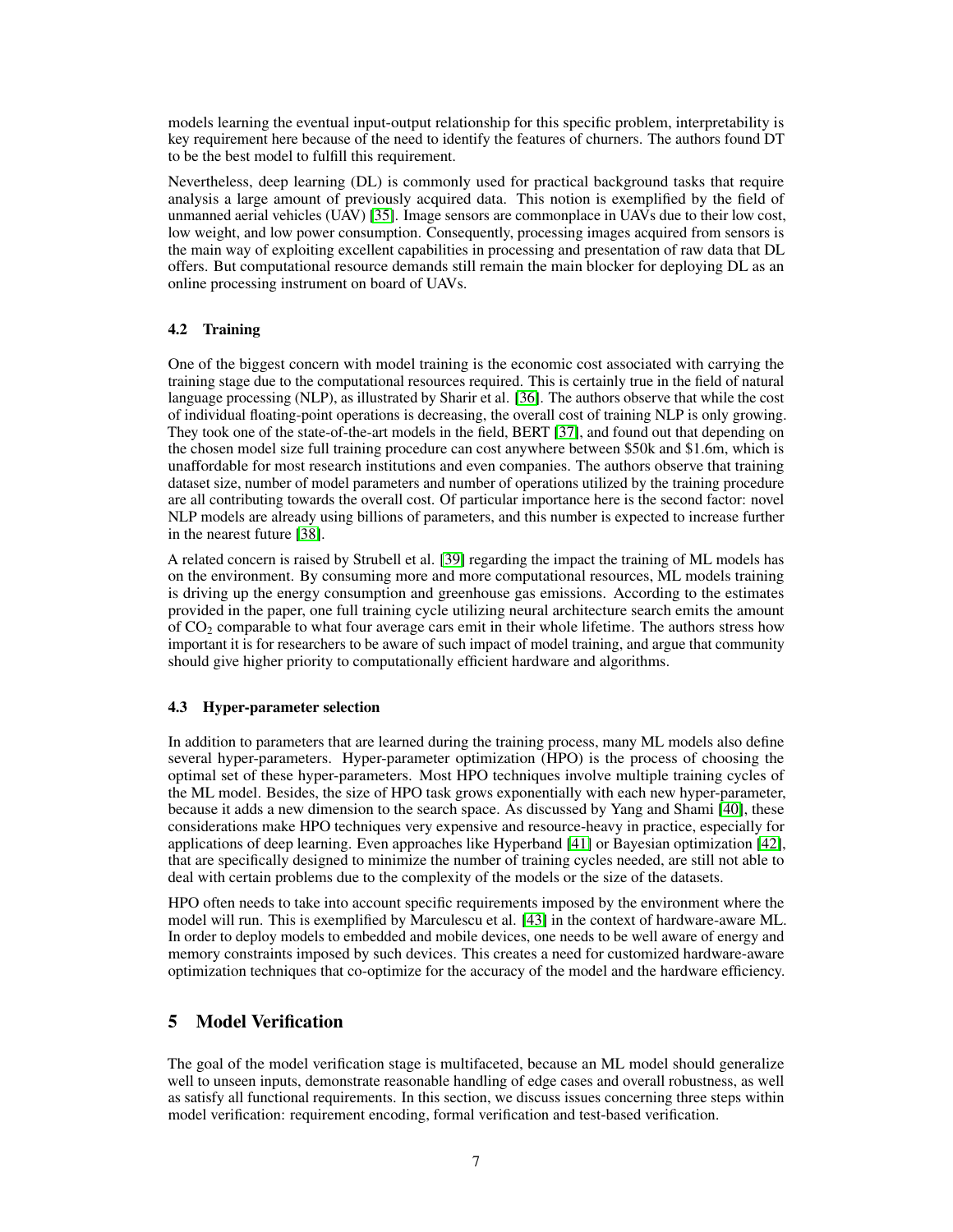models learning the eventual input-output relationship for this specific problem, interpretability is key requirement here because of the need to identify the features of churners. The authors found DT to be the best model to fulfill this requirement.

Nevertheless, deep learning (DL) is commonly used for practical background tasks that require analysis a large amount of previously acquired data. This notion is exemplified by the field of unmanned aerial vehicles (UAV) [35]. Image sensors are commonplace in UAVs due to their low cost, low weight, and low power consumption. Consequently, processing images acquired from sensors is the main way of exploiting excellent capabilities in processing and presentation of raw data that DL offers. But computational resource demands still remain the main blocker for deploying DL as an online processing instrument on board of UAVs.

### 4.2 Training

One of the biggest concern with model training is the economic cost associated with carrying the training stage due to the computational resources required. This is certainly true in the field of natural language processing (NLP), as illustrated by Sharir et al. [36]. The authors observe that while the cost of individual floating-point operations is decreasing, the overall cost of training NLP is only growing. They took one of the state-of-the-art models in the field, BERT [37], and found out that depending on the chosen model size full training procedure can cost anywhere between $50k and $1.6m, which is unaffordable for most research institutions and even companies. The authors observe that training dataset size, number of model parameters and number of operations utilized by the training procedure are all contributing towards the overall cost. Of particular importance here is the second factor: novel NLP models are already using billions of parameters, and this number is expected to increase further in the nearest future [38].

A related concern is raised by Strubell et al. [39] regarding the impact the training of ML models has on the environment. By consuming more and more computational resources, ML models training is driving up the energy consumption and greenhouse gas emissions. According to the estimates provided in the paper, one full training cycle utilizing neural architecture search emits the amount of $CO_2$ comparable to what four average cars emit in their whole lifetime. The authors stress how important it is for researchers to be aware of such impact of model training, and argue that community should give higher priority to computationally efficient hardware and algorithms.

### 4.3 Hyper-parameter selection

In addition to parameters that are learned during the training process, many ML models also define several hyper-parameters. Hyper-parameter optimization (HPO) is the process of choosing the optimal set of these hyper-parameters. Most HPO techniques involve multiple training cycles of the ML model. Besides, the size of HPO task grows exponentially with each new hyper-parameter, because it adds a new dimension to the search space. As discussed by Yang and Shami [40], these considerations make HPO techniques very expensive and resource-heavy in practice, especially for applications of deep learning. Even approaches like Hyperband [41] or Bayesian optimization [42], that are specifically designed to minimize the number of training cycles needed, are still not able to deal with certain problems due to the complexity of the models or the size of the datasets.

HPO often needs to take into account specific requirements imposed by the environment where the model will run. This is exemplified by Marculescu et al. [43] in the context of hardware-aware ML. In order to deploy models to embedded and mobile devices, one needs to be well aware of energy and memory constraints imposed by such devices. This creates a need for customized hardware-aware optimization techniques that co-optimize for the accuracy of the model and the hardware efficiency.

## 5 Model Verification

The goal of the model verification stage is multifaceted, because an ML model should generalize well to unseen inputs, demonstrate reasonable handling of edge cases and overall robustness, as well as satisfy all functional requirements. In this section, we discuss issues concerning three steps within model verification: requirement encoding, formal verification and test-based verification.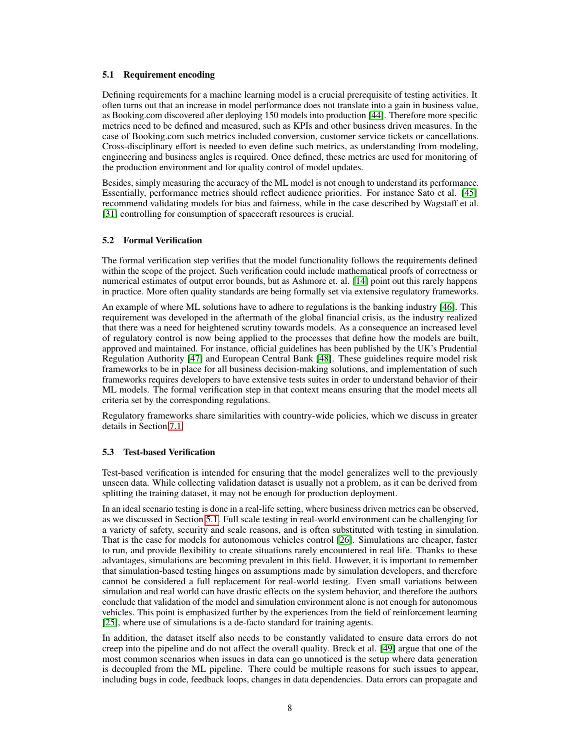### 5.1 Requirement encoding

Defining requirements for a machine learning model is a crucial prerequisite of testing activities. It often turns out that an increase in model performance does not translate into a gain in business value, as Booking.com discovered after deploying 150 models into production [44]. Therefore more specific metrics need to be defined and measured, such as KPIs and other business driven measures. In the case of Booking.com such metrics included conversion, customer service tickets or cancellations. Cross-disciplinary effort is needed to even define such metrics, as understanding from modeling, engineering and business angles is required. Once defined, these metrics are used for monitoring of the production environment and for quality control of model updates.

Besides, simply measuring the accuracy of the ML model is not enough to understand its performance. Essentially, performance metrics should reflect audience priorities. For instance Sato et al. [45] recommend validating models for bias and fairness, while in the case described by Wagstaff et al. [31] controlling for consumption of spacecraft resources is crucial.

### 5.2 Formal Verification

The formal verification step verifies that the model functionality follows the requirements defined within the scope of the project. Such verification could include mathematical proofs of correctness or numerical estimates of output error bounds, but as Ashmore et. al. [14] point out this rarely happens in practice. More often quality standards are being formally set via extensive regulatory frameworks.

An example of where ML solutions have to adhere to regulations is the banking industry [46]. This requirement was developed in the aftermath of the global financial crisis, as the industry realized that there was a need for heightened scrutiny towards models. As a consequence an increased level of regulatory control is now being applied to the processes that define how the models are built, approved and maintained. For instance, official guidelines has been published by the UK's Prudential Regulation Authority [47] and European Central Bank [48]. These guidelines require model risk frameworks to be in place for all business decision-making solutions, and implementation of such frameworks requires developers to have extensive tests suites in order to understand behavior of their ML models. The formal verification step in that context means ensuring that the model meets all criteria set by the corresponding regulations.

Regulatory frameworks share similarities with country-wide policies, which we discuss in greater details in Section 7.1.

### 5.3 Test-based Verification

Test-based verification is intended for ensuring that the model generalizes well to the previously unseen data. While collecting validation dataset is usually not a problem, as it can be derived from splitting the training dataset, it may not be enough for production deployment.

In an ideal scenario testing is done in a real-life setting, where business driven metrics can be observed, as we discussed in Section 5.1. Full scale testing in real-world environment can be challenging for a variety of safety, security and scale reasons, and is often substituted with testing in simulation. That is the case for models for autonomous vehicles control [26]. Simulations are cheaper, faster to run, and provide flexibility to create situations rarely encountered in real life. Thanks to these advantages, simulations are becoming prevalent in this field. However, it is important to remember that simulation-based testing hinges on assumptions made by simulation developers, and therefore cannot be considered a full replacement for real-world testing. Even small variations between simulation and real world can have drastic effects on the system behavior, and therefore the authors conclude that validation of the model and simulation environment alone is not enough for autonomous vehicles. This point is emphasized further by the experiences from the field of reinforcement learning [25], where use of simulations is a de-facto standard for training agents.

In addition, the dataset itself also needs to be constantly validated to ensure data errors do not creep into the pipeline and do not affect the overall quality. Breck et al. [49] argue that one of the most common scenarios when issues in data can go unnoticed is the setup where data generation is decoupled from the ML pipeline. There could be multiple reasons for such issues to appear, including bugs in code, feedback loops, changes in data dependencies. Data errors can propagate and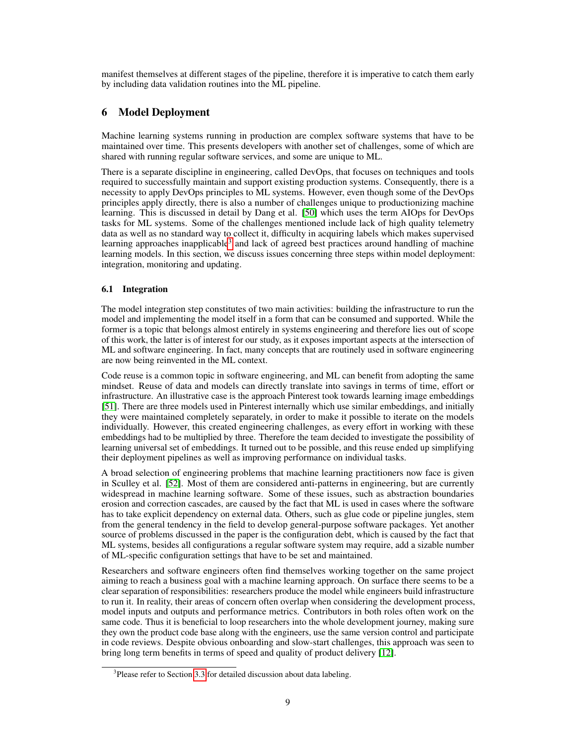manifest themselves at different stages of the pipeline, therefore it is imperative to catch them early by including data validation routines into the ML pipeline.

## 6 Model Deployment

Machine learning systems running in production are complex software systems that have to be maintained over time. This presents developers with another set of challenges, some of which are shared with running regular software services, and some are unique to ML.

There is a separate discipline in engineering, called DevOps, that focuses on techniques and tools required to successfully maintain and support existing production systems. Consequently, there is a necessity to apply DevOps principles to ML systems. However, even though some of the DevOps principles apply directly, there is also a number of challenges unique to productionizing machine learning. This is discussed in detail by Dang et al. [50] which uses the term AIOps for DevOps tasks for ML systems. Some of the challenges mentioned include lack of high quality telemetry data as well as no standard way to collect it, difficulty in acquiring labels which makes supervised learning approaches inapplicable[3] and lack of agreed best practices around handling of machine learning models. In this section, we discuss issues concerning three steps within model deployment: integration, monitoring and updating.

### 6.1 Integration

The model integration step constitutes of two main activities: building the infrastructure to run the model and implementing the model itself in a form that can be consumed and supported. While the former is a topic that belongs almost entirely in systems engineering and therefore lies out of scope of this work, the latter is of interest for our study, as it exposes important aspects at the intersection of ML and software engineering. In fact, many concepts that are routinely used in software engineering are now being reinvented in the ML context.

Code reuse is a common topic in software engineering, and ML can benefit from adopting the same mindset. Reuse of data and models can directly translate into savings in terms of time, effort or infrastructure. An illustrative case is the approach Pinterest took towards learning image embeddings [51]. There are three models used in Pinterest internally which use similar embeddings, and initially they were maintained completely separately, in order to make it possible to iterate on the models individually. However, this created engineering challenges, as every effort in working with these embeddings had to be multiplied by three. Therefore the team decided to investigate the possibility of learning universal set of embeddings. It turned out to be possible, and this reuse ended up simplifying their deployment pipelines as well as improving performance on individual tasks.

A broad selection of engineering problems that machine learning practitioners now face is given in Sculley et al. [52]. Most of them are considered anti-patterns in engineering, but are currently widespread in machine learning software. Some of these issues, such as abstraction boundaries erosion and correction cascades, are caused by the fact that ML is used in cases where the software has to take explicit dependency on external data. Others, such as glue code or pipeline jungles, stem from the general tendency in the field to develop general-purpose software packages. Yet another source of problems discussed in the paper is the configuration debt, which is caused by the fact that ML systems, besides all configurations a regular software system may require, add a sizable number of ML-specific configuration settings that have to be set and maintained.

Researchers and software engineers often find themselves working together on the same project aiming to reach a business goal with a machine learning approach. On surface there seems to be a clear separation of responsibilities: researchers produce the model while engineers build infrastructure to run it. In reality, their areas of concern often overlap when considering the development process, model inputs and outputs and performance metrics. Contributors in both roles often work on the same code. Thus it is beneficial to loop researchers into the whole development journey, making sure they own the product code base along with the engineers, use the same version control and participate in code reviews. Despite obvious onboarding and slow-start challenges, this approach was seen to bring long term benefits in terms of speed and quality of product delivery [12].

---

[3] Please refer to Section 3.3 for detailed discussion about data labeling.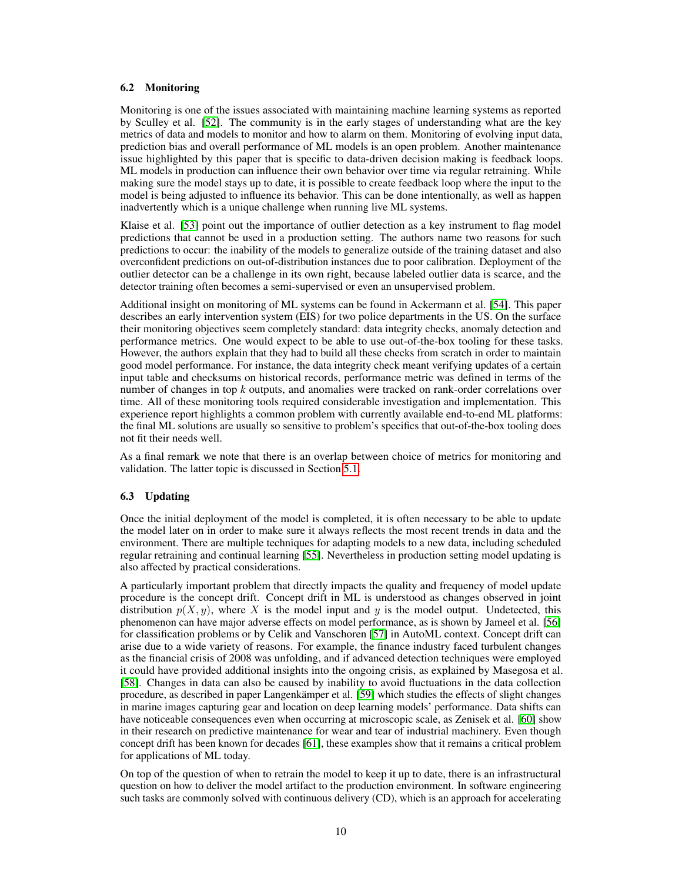### 6.2 Monitoring

Monitoring is one of the issues associated with maintaining machine learning systems as reported by Sculley et al. [52]. The community is in the early stages of understanding what are the key metrics of data and models to monitor and how to alarm on them. Monitoring of evolving input data, prediction bias and overall performance of ML models is an open problem. Another maintenance issue highlighted by this paper that is specific to data-driven decision making is feedback loops. ML models in production can influence their own behavior over time via regular retraining. While making sure the model stays up to date, it is possible to create feedback loop where the input to the model is being adjusted to influence its behavior. This can be done intentionally, as well as happen inadvertently which is a unique challenge when running live ML systems.

Klaise et al. [53] point out the importance of outlier detection as a key instrument to flag model predictions that cannot be used in a production setting. The authors name two reasons for such predictions to occur: the inability of the models to generalize outside of the training dataset and also overconfident predictions on out-of-distribution instances due to poor calibration. Deployment of the outlier detector can be a challenge in its own right, because labeled outlier data is scarce, and the detector training often becomes a semi-supervised or even an unsupervised problem.

Additional insight on monitoring of ML systems can be found in Ackermann et al. [54]. This paper describes an early intervention system (EIS) for two police departments in the US. On the surface their monitoring objectives seem completely standard: data integrity checks, anomaly detection and performance metrics. One would expect to be able to use out-of-the-box tooling for these tasks. However, the authors explain that they had to build all these checks from scratch in order to maintain good model performance. For instance, the data integrity check meant verifying updates of a certain input table and checksums on historical records, performance metric was defined in terms of the number of changes in top *k* outputs, and anomalies were tracked on rank-order correlations over time. All of these monitoring tools required considerable investigation and implementation. This experience report highlights a common problem with currently available end-to-end ML platforms: the final ML solutions are usually so sensitive to problem's specifics that out-of-the-box tooling does not fit their needs well.

As a final remark we note that there is an overlap between choice of metrics for monitoring and validation. The latter topic is discussed in Section 5.1.

### 6.3 Updating

Once the initial deployment of the model is completed, it is often necessary to be able to update the model later on in order to make sure it always reflects the most recent trends in data and the environment. There are multiple techniques for adapting models to a new data, including scheduled regular retraining and continual learning [55]. Nevertheless in production setting model updating is also affected by practical considerations.

A particularly important problem that directly impacts the quality and frequency of model update procedure is the concept drift. Concept drift in ML is understood as changes observed in joint distribution $p(X, y)$, where $X$ is the model input and $y$ is the model output. Undetected, this phenomenon can have major adverse effects on model performance, as is shown by Jameel et al. [56] for classification problems or by Celik and Vanschoren [57] in AutoML context. Concept drift can arise due to a wide variety of reasons. For example, the finance industry faced turbulent changes as the financial crisis of 2008 was unfolding, and if advanced detection techniques were employed it could have provided additional insights into the ongoing crisis, as explained by Masegosa et al. [58]. Changes in data can also be caused by inability to avoid fluctuations in the data collection procedure, as described in paper Langenkämper et al. [59] which studies the effects of slight changes in marine images capturing gear and location on deep learning models' performance. Data shifts can have noticeable consequences even when occurring at microscopic scale, as Zenisek et al. [60] show in their research on predictive maintenance for wear and tear of industrial machinery. Even though concept drift has been known for decades [61], these examples show that it remains a critical problem for applications of ML today.

On top of the question of when to retrain the model to keep it up to date, there is an infrastructural question on how to deliver the model artifact to the production environment. In software engineering such tasks are commonly solved with continuous delivery (CD), which is an approach for accelerating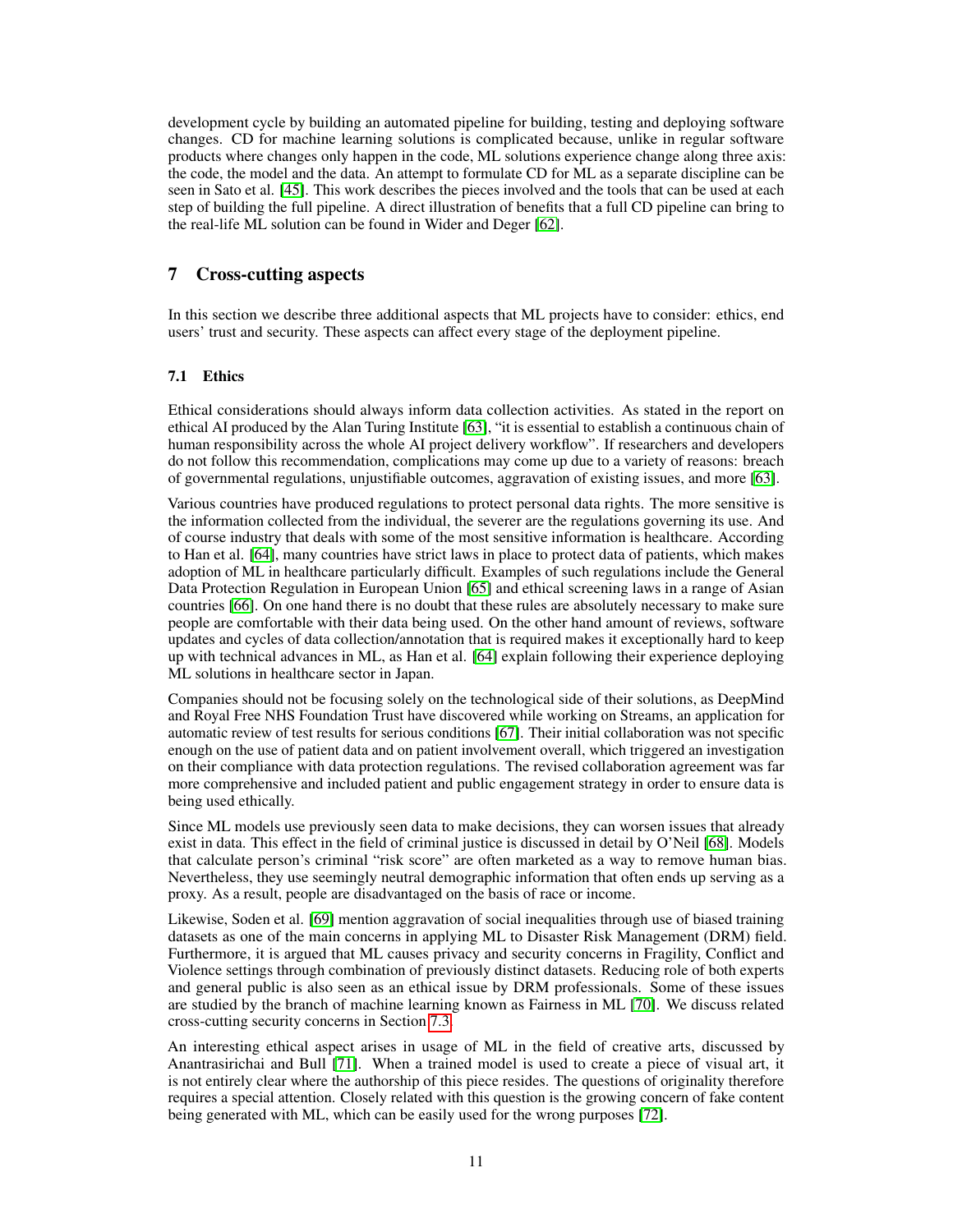development cycle by building an automated pipeline for building, testing and deploying software changes. CD for machine learning solutions is complicated because, unlike in regular software products where changes only happen in the code, ML solutions experience change along three axis: the code, the model and the data. An attempt to formulate CD for ML as a separate discipline can be seen in Sato et al. [45]. This work describes the pieces involved and the tools that can be used at each step of building the full pipeline. A direct illustration of benefits that a full CD pipeline can bring to the real-life ML solution can be found in Wider and Deger [62].

## 7 Cross-cutting aspects

In this section we describe three additional aspects that ML projects have to consider: ethics, end users' trust and security. These aspects can affect every stage of the deployment pipeline.

### 7.1 Ethics

Ethical considerations should always inform data collection activities. As stated in the report on ethical AI produced by the Alan Turing Institute [63], "it is essential to establish a continuous chain of human responsibility across the whole AI project delivery workflow". If researchers and developers do not follow this recommendation, complications may come up due to a variety of reasons: breach of governmental regulations, unjustifiable outcomes, aggravation of existing issues, and more [63].

Various countries have produced regulations to protect personal data rights. The more sensitive is the information collected from the individual, the severer are the regulations governing its use. And of course industry that deals with some of the most sensitive information is healthcare. According to Han et al. [64], many countries have strict laws in place to protect data of patients, which makes adoption of ML in healthcare particularly difficult. Examples of such regulations include the General Data Protection Regulation in European Union [65] and ethical screening laws in a range of Asian countries [66]. On one hand there is no doubt that these rules are absolutely necessary to make sure people are comfortable with their data being used. On the other hand amount of reviews, software updates and cycles of data collection/annotation that is required makes it exceptionally hard to keep up with technical advances in ML, as Han et al. [64] explain following their experience deploying ML solutions in healthcare sector in Japan.

Companies should not be focusing solely on the technological side of their solutions, as DeepMind and Royal Free NHS Foundation Trust have discovered while working on Streams, an application for automatic review of test results for serious conditions [67]. Their initial collaboration was not specific enough on the use of patient data and on patient involvement overall, which triggered an investigation on their compliance with data protection regulations. The revised collaboration agreement was far more comprehensive and included patient and public engagement strategy in order to ensure data is being used ethically.

Since ML models use previously seen data to make decisions, they can worsen issues that already exist in data. This effect in the field of criminal justice is discussed in detail by O'Neil [68]. Models that calculate person's criminal "risk score" are often marketed as a way to remove human bias. Nevertheless, they use seemingly neutral demographic information that often ends up serving as a proxy. As a result, people are disadvantaged on the basis of race or income.

Likewise, Soden et al. [69] mention aggravation of social inequalities through use of biased training datasets as one of the main concerns in applying ML to Disaster Risk Management (DRM) field. Furthermore, it is argued that ML causes privacy and security concerns in Fragility, Conflict and Violence settings through combination of previously distinct datasets. Reducing role of both experts and general public is also seen as an ethical issue by DRM professionals. Some of these issues are studied by the branch of machine learning known as Fairness in ML [70]. We discuss related cross-cutting security concerns in Section 7.3.

An interesting ethical aspect arises in usage of ML in the field of creative arts, discussed by Anantrasirichai and Bull [71]. When a trained model is used to create a piece of visual art, it is not entirely clear where the authorship of this piece resides. The questions of originality therefore requires a special attention. Closely related with this question is the growing concern of fake content being generated with ML, which can be easily used for the wrong purposes [72].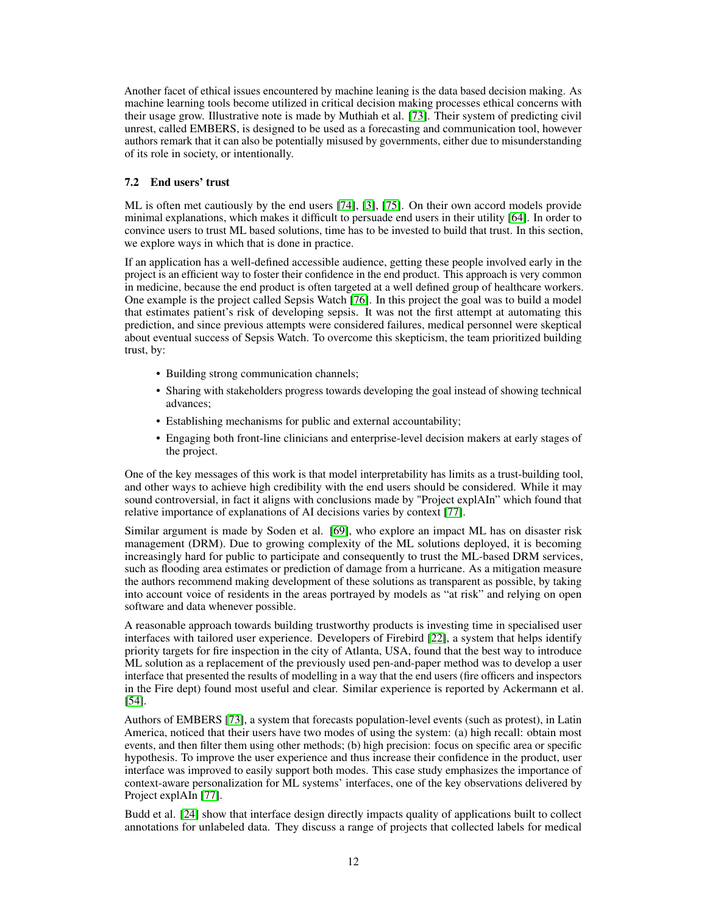Another facet of ethical issues encountered by machine leaning is the data based decision making. As machine learning tools become utilized in critical decision making processes ethical concerns with their usage grow. Illustrative note is made by Muthiah et al. [73]. Their system of predicting civil unrest, called EMBERS, is designed to be used as a forecasting and communication tool, however authors remark that it can also be potentially misused by governments, either due to misunderstanding of its role in society, or intentionally.

### 7.2 End users' trust

ML is often met cautiously by the end users [74], [3], [75]. On their own accord models provide minimal explanations, which makes it difficult to persuade end users in their utility [64]. In order to convince users to trust ML based solutions, time has to be invested to build that trust. In this section, we explore ways in which that is done in practice.

If an application has a well-defined accessible audience, getting these people involved early in the project is an efficient way to foster their confidence in the end product. This approach is very common in medicine, because the end product is often targeted at a well defined group of healthcare workers. One example is the project called Sepsis Watch [76]. In this project the goal was to build a model that estimates patient's risk of developing sepsis. It was not the first attempt at automating this prediction, and since previous attempts were considered failures, medical personnel were skeptical about eventual success of Sepsis Watch. To overcome this skepticism, the team prioritized building trust, by:

- Building strong communication channels;
- Sharing with stakeholders progress towards developing the goal instead of showing technical advances;
- Establishing mechanisms for public and external accountability;
- Engaging both front-line clinicians and enterprise-level decision makers at early stages of the project.

One of the key messages of this work is that model interpretability has limits as a trust-building tool, and other ways to achieve high credibility with the end users should be considered. While it may sound controversial, in fact it aligns with conclusions made by "Project explAIn" which found that relative importance of explanations of AI decisions varies by context [77].

Similar argument is made by Soden et al. [69], who explore an impact ML has on disaster risk management (DRM). Due to growing complexity of the ML solutions deployed, it is becoming increasingly hard for public to participate and consequently to trust the ML-based DRM services, such as flooding area estimates or prediction of damage from a hurricane. As a mitigation measure the authors recommend making development of these solutions as transparent as possible, by taking into account voice of residents in the areas portrayed by models as "at risk" and relying on open software and data whenever possible.

A reasonable approach towards building trustworthy products is investing time in specialised user interfaces with tailored user experience. Developers of Firebird [22], a system that helps identify priority targets for fire inspection in the city of Atlanta, USA, found that the best way to introduce ML solution as a replacement of the previously used pen-and-paper method was to develop a user interface that presented the results of modelling in a way that the end users (fire officers and inspectors in the Fire dept) found most useful and clear. Similar experience is reported by Ackermann et al. [54].

Authors of EMBERS [73], a system that forecasts population-level events (such as protest), in Latin America, noticed that their users have two modes of using the system: (a) high recall: obtain most events, and then filter them using other methods; (b) high precision: focus on specific area or specific hypothesis. To improve the user experience and thus increase their confidence in the product, user interface was improved to easily support both modes. This case study emphasizes the importance of context-aware personalization for ML systems' interfaces, one of the key observations delivered by Project explAIn [77].

Budd et al. [24] show that interface design directly impacts quality of applications built to collect annotations for unlabeled data. They discuss a range of projects that collected labels for medical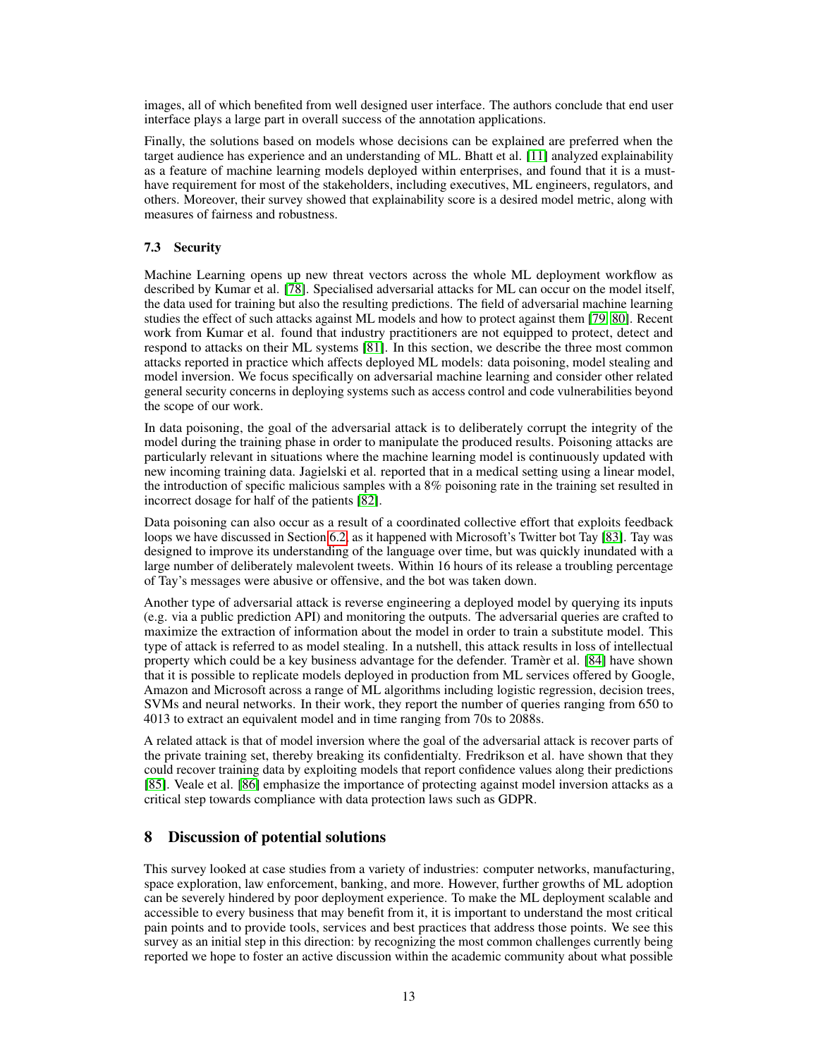images, all of which benefited from well designed user interface. The authors conclude that end user interface plays a large part in overall success of the annotation applications.

Finally, the solutions based on models whose decisions can be explained are preferred when the target audience has experience and an understanding of ML. Bhatt et al. [11] analyzed explainability as a feature of machine learning models deployed within enterprises, and found that it is a must-have requirement for most of the stakeholders, including executives, ML engineers, regulators, and others. Moreover, their survey showed that explainability score is a desired model metric, along with measures of fairness and robustness.

### 7.3 Security

Machine Learning opens up new threat vectors across the whole ML deployment workflow as described by Kumar et al. [78]. Specialised adversarial attacks for ML can occur on the model itself, the data used for training but also the resulting predictions. The field of adversarial machine learning studies the effect of such attacks against ML models and how to protect against them [79, 80]. Recent work from Kumar et al. found that industry practitioners are not equipped to protect, detect and respond to attacks on their ML systems [81]. In this section, we describe the three most common attacks reported in practice which affects deployed ML models: data poisoning, model stealing and model inversion. We focus specifically on adversarial machine learning and consider other related general security concerns in deploying systems such as access control and code vulnerabilities beyond the scope of our work.

In data poisoning, the goal of the adversarial attack is to deliberately corrupt the integrity of the model during the training phase in order to manipulate the produced results. Poisoning attacks are particularly relevant in situations where the machine learning model is continuously updated with new incoming training data. Jagielski et al. reported that in a medical setting using a linear model, the introduction of specific malicious samples with a 8% poisoning rate in the training set resulted in incorrect dosage for half of the patients [82].

Data poisoning can also occur as a result of a coordinated collective effort that exploits feedback loops we have discussed in Section 6.2, as it happened with Microsoft's Twitter bot Tay [83]. Tay was designed to improve its understanding of the language over time, but was quickly inundated with a large number of deliberately malevolent tweets. Within 16 hours of its release a troubling percentage of Tay's messages were abusive or offensive, and the bot was taken down.

Another type of adversarial attack is reverse engineering a deployed model by querying its inputs (e.g. via a public prediction API) and monitoring the outputs. The adversarial queries are crafted to maximize the extraction of information about the model in order to train a substitute model. This type of attack is referred to as model stealing. In a nutshell, this attack results in loss of intellectual property which could be a key business advantage for the defender. Tramèr et al. [84] have shown that it is possible to replicate models deployed in production from ML services offered by Google, Amazon and Microsoft across a range of ML algorithms including logistic regression, decision trees, SVMs and neural networks. In their work, they report the number of queries ranging from 650 to 4013 to extract an equivalent model and in time ranging from 70s to 2088s.

A related attack is that of model inversion where the goal of the adversarial attack is recover parts of the private training set, thereby breaking its confidentialty. Fredrikson et al. have shown that they could recover training data by exploiting models that report confidence values along their predictions [85]. Veale et al. [86] emphasize the importance of protecting against model inversion attacks as a critical step towards compliance with data protection laws such as GDPR.

## 8 Discussion of potential solutions

This survey looked at case studies from a variety of industries: computer networks, manufacturing, space exploration, law enforcement, banking, and more. However, further growths of ML adoption can be severely hindered by poor deployment experience. To make the ML deployment scalable and accessible to every business that may benefit from it, it is important to understand the most critical pain points and to provide tools, services and best practices that address those points. We see this survey as an initial step in this direction: by recognizing the most common challenges currently being reported we hope to foster an active discussion within the academic community about what possible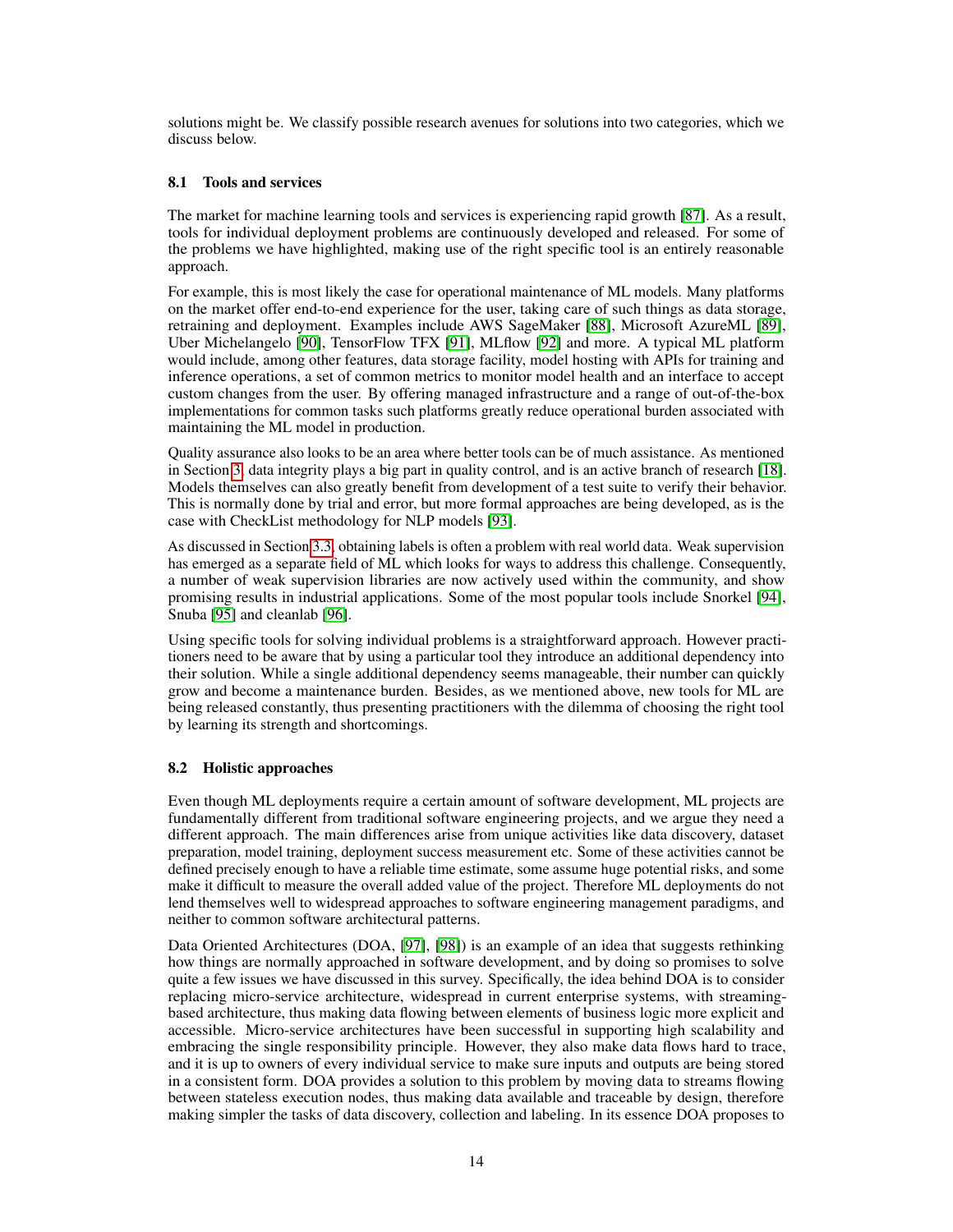solutions might be. We classify possible research avenues for solutions into two categories, which we discuss below.

### 8.1 Tools and services

The market for machine learning tools and services is experiencing rapid growth [87]. As a result, tools for individual deployment problems are continuously developed and released. For some of the problems we have highlighted, making use of the right specific tool is an entirely reasonable approach.

For example, this is most likely the case for operational maintenance of ML models. Many platforms on the market offer end-to-end experience for the user, taking care of such things as data storage, retraining and deployment. Examples include AWS SageMaker [88], Microsoft AzureML [89], Uber Michelangelo [90], TensorFlow TFX [91], MLflow [92] and more. A typical ML platform would include, among other features, data storage facility, model hosting with APIs for training and inference operations, a set of common metrics to monitor model health and an interface to accept custom changes from the user. By offering managed infrastructure and a range of out-of-the-box implementations for common tasks such platforms greatly reduce operational burden associated with maintaining the ML model in production.

Quality assurance also looks to be an area where better tools can be of much assistance. As mentioned in Section 3, data integrity plays a big part in quality control, and is an active branch of research [18]. Models themselves can also greatly benefit from development of a test suite to verify their behavior. This is normally done by trial and error, but more formal approaches are being developed, as is the case with CheckList methodology for NLP models [93].

As discussed in Section 3.3, obtaining labels is often a problem with real world data. Weak supervision has emerged as a separate field of ML which looks for ways to address this challenge. Consequently, a number of weak supervision libraries are now actively used within the community, and show promising results in industrial applications. Some of the most popular tools include Snorkel [94], Snuba [95] and cleanlab [96].

Using specific tools for solving individual problems is a straightforward approach. However practitioners need to be aware that by using a particular tool they introduce an additional dependency into their solution. While a single additional dependency seems manageable, their number can quickly grow and become a maintenance burden. Besides, as we mentioned above, new tools for ML are being released constantly, thus presenting practitioners with the dilemma of choosing the right tool by learning its strength and shortcomings.

### 8.2 Holistic approaches

Even though ML deployments require a certain amount of software development, ML projects are fundamentally different from traditional software engineering projects, and we argue they need a different approach. The main differences arise from unique activities like data discovery, dataset preparation, model training, deployment success measurement etc. Some of these activities cannot be defined precisely enough to have a reliable time estimate, some assume huge potential risks, and some make it difficult to measure the overall added value of the project. Therefore ML deployments do not lend themselves well to widespread approaches to software engineering management paradigms, and neither to common software architectural patterns.

Data Oriented Architectures (DOA, [97], [98]) is an example of an idea that suggests rethinking how things are normally approached in software development, and by doing so promises to solve quite a few issues we have discussed in this survey. Specifically, the idea behind DOA is to consider replacing micro-service architecture, widespread in current enterprise systems, with streaming-based architecture, thus making data flowing between elements of business logic more explicit and accessible. Micro-service architectures have been successful in supporting high scalability and embracing the single responsibility principle. However, they also make data flows hard to trace, and it is up to owners of every individual service to make sure inputs and outputs are being stored in a consistent form. DOA provides a solution to this problem by moving data to streams flowing between stateless execution nodes, thus making data available and traceable by design, therefore making simpler the tasks of data discovery, collection and labeling. In its essence DOA proposes to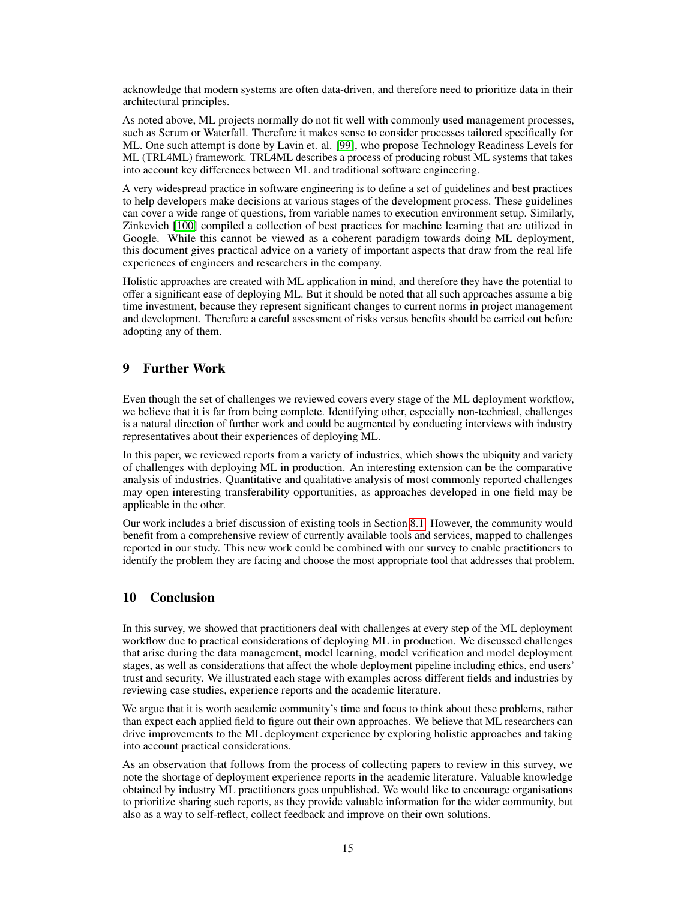acknowledge that modern systems are often data-driven, and therefore need to prioritize data in their architectural principles.

As noted above, ML projects normally do not fit well with commonly used management processes, such as Scrum or Waterfall. Therefore it makes sense to consider processes tailored specifically for ML. One such attempt is done by Lavin et. al. [99], who propose Technology Readiness Levels for ML (TRL4ML) framework. TRL4ML describes a process of producing robust ML systems that takes into account key differences between ML and traditional software engineering.

A very widespread practice in software engineering is to define a set of guidelines and best practices to help developers make decisions at various stages of the development process. These guidelines can cover a wide range of questions, from variable names to execution environment setup. Similarly, Zinkevich [100] compiled a collection of best practices for machine learning that are utilized in Google. While this cannot be viewed as a coherent paradigm towards doing ML deployment, this document gives practical advice on a variety of important aspects that draw from the real life experiences of engineers and researchers in the company.

Holistic approaches are created with ML application in mind, and therefore they have the potential to offer a significant ease of deploying ML. But it should be noted that all such approaches assume a big time investment, because they represent significant changes to current norms in project management and development. Therefore a careful assessment of risks versus benefits should be carried out before adopting any of them.

# 9 Further Work

Even though the set of challenges we reviewed covers every stage of the ML deployment workflow, we believe that it is far from being complete. Identifying other, especially non-technical, challenges is a natural direction of further work and could be augmented by conducting interviews with industry representatives about their experiences of deploying ML.

In this paper, we reviewed reports from a variety of industries, which shows the ubiquity and variety of challenges with deploying ML in production. An interesting extension can be the comparative analysis of industries. Quantitative and qualitative analysis of most commonly reported challenges may open interesting transferability opportunities, as approaches developed in one field may be applicable in the other.

Our work includes a brief discussion of existing tools in Section 8.1. However, the community would benefit from a comprehensive review of currently available tools and services, mapped to challenges reported in our study. This new work could be combined with our survey to enable practitioners to identify the problem they are facing and choose the most appropriate tool that addresses that problem.

# 10 Conclusion

In this survey, we showed that practitioners deal with challenges at every step of the ML deployment workflow due to practical considerations of deploying ML in production. We discussed challenges that arise during the data management, model learning, model verification and model deployment stages, as well as considerations that affect the whole deployment pipeline including ethics, end users' trust and security. We illustrated each stage with examples across different fields and industries by reviewing case studies, experience reports and the academic literature.

We argue that it is worth academic community's time and focus to think about these problems, rather than expect each applied field to figure out their own approaches. We believe that ML researchers can drive improvements to the ML deployment experience by exploring holistic approaches and taking into account practical considerations.

As an observation that follows from the process of collecting papers to review in this survey, we note the shortage of deployment experience reports in the academic literature. Valuable knowledge obtained by industry ML practitioners goes unpublished. We would like to encourage organisations to prioritize sharing such reports, as they provide valuable information for the wider community, but also as a way to self-reflect, collect feedback and improve on their own solutions.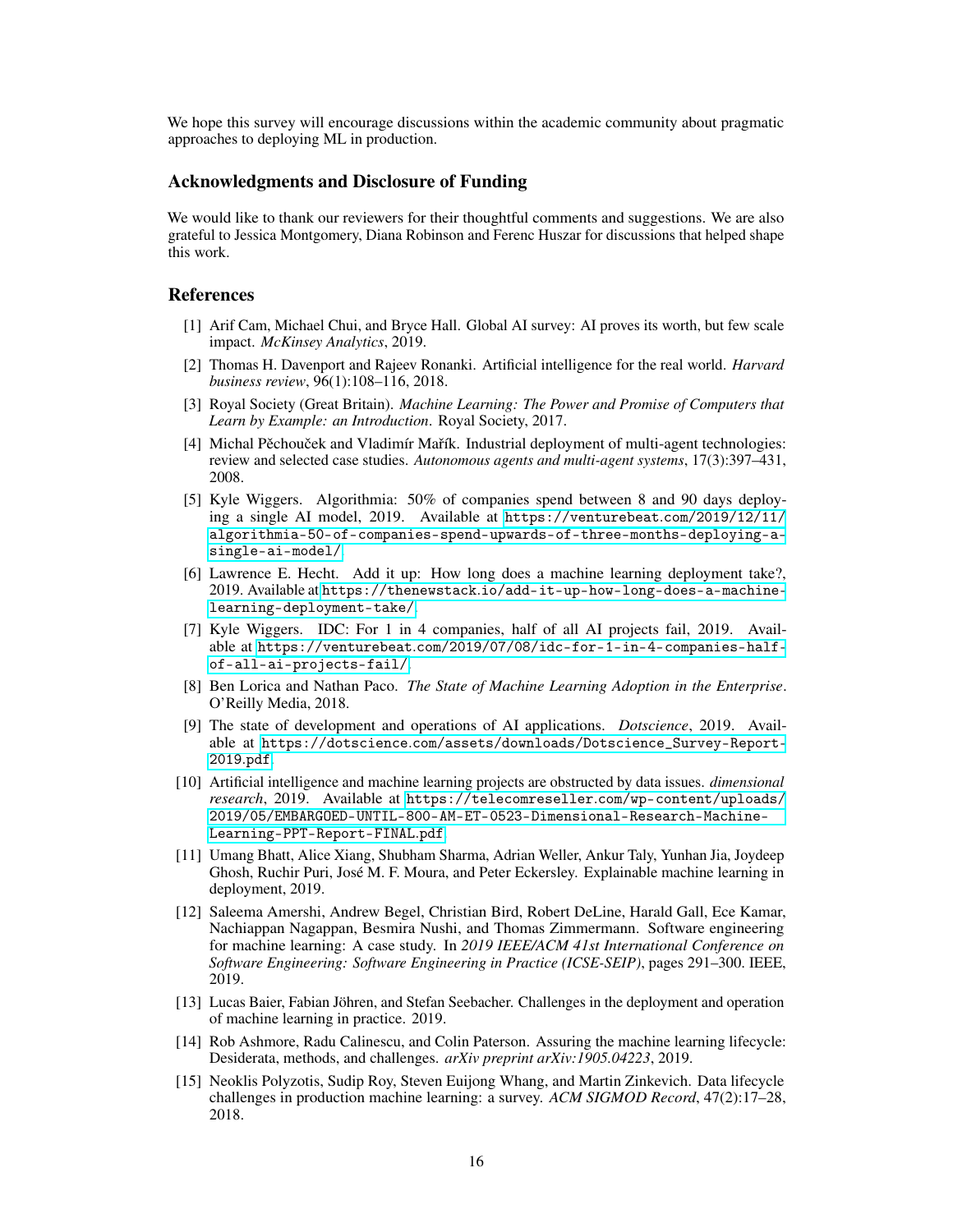We hope this survey will encourage discussions within the academic community about pragmatic approaches to deploying ML in production.

## Acknowledgments and Disclosure of Funding

We would like to thank our reviewers for their thoughtful comments and suggestions. We are also grateful to Jessica Montgomery, Diana Robinson and Ferenc Huszar for discussions that helped shape this work.

## References

[1] Arif Cam, Michael Chui, and Bryce Hall. Global AI survey: AI proves its worth, but few scale impact. *McKinsey Analytics*, 2019.

[2] Thomas H. Davenport and Rajeev Ronanki. Artificial intelligence for the real world. *Harvard business review*, 96(1):108–116, 2018.

[3] Royal Society (Great Britain). *Machine Learning: The Power and Promise of Computers that Learn by Example: an Introduction*. Royal Society, 2017.

[4] Michal Pěchouček and Vladimír Mařík. Industrial deployment of multi-agent technologies: review and selected case studies. *Autonomous agents and multi-agent systems*, 17(3):397–431, 2008.

[5] Kyle Wiggers. Algorithmia: 50% of companies spend between 8 and 90 days deploying a single AI model, 2019. Available at https://venturebeat.com/2019/12/11/algorithmia-50-of-companies-spend-upwards-of-three-months-deploying-a-single-ai-model/

[6] Lawrence E. Hecht. Add it up: How long does a machine learning deployment take?, 2019. Available at https://thenewstack.io/add-it-up-how-long-does-a-machine-learning-deployment-take/

[7] Kyle Wiggers. IDC: For 1 in 4 companies, half of all AI projects fail, 2019. Available at https://venturebeat.com/2019/07/08/idc-for-1-in-4-companies-half-of-all-ai-projects-fail/

[8] Ben Lorica and Nathan Paco. *The State of Machine Learning Adoption in the Enterprise*. O'Reilly Media, 2018.

[9] The state of development and operations of AI applications. *Dotscience*, 2019. Available at https://dotscience.com/assets/downloads/Dotscience_Survey-Report-2019.pdf

[10] Artificial intelligence and machine learning projects are obstructed by data issues. *dimensional research*, 2019. Available at https://telecomreseller.com/wp-content/uploads/2019/05/EMBARGOED-UNTIL-800-AM-ET-0523-Dimensional-Research-Machine-Learning-PPT-Report-FINAL.pdf

[11] Umang Bhatt, Alice Xiang, Shubham Sharma, Adrian Weller, Ankur Taly, Yunhan Jia, Joydeep Ghosh, Ruchir Puri, José M. F. Moura, and Peter Eckersley. Explainable machine learning in deployment, 2019.

[12] Saleema Amershi, Andrew Begel, Christian Bird, Robert DeLine, Harald Gall, Ece Kamar, Nachiappan Nagappan, Besmira Nushi, and Thomas Zimmermann. Software engineering for machine learning: A case study. In *2019 IEEE/ACM 41st International Conference on Software Engineering: Software Engineering in Practice (ICSE-SEIP)*, pages 291–300. IEEE, 2019.

[13] Lucas Baier, Fabian Jöhren, and Stefan Seebacher. Challenges in the deployment and operation of machine learning in practice. 2019.

[14] Rob Ashmore, Radu Calinescu, and Colin Paterson. Assuring the machine learning lifecycle: Desiderata, methods, and challenges. *arXiv preprint arXiv:1905.04223*, 2019.

[15] Neoklis Polyzotis, Sudip Roy, Steven Euijong Whang, and Martin Zinkevich. Data lifecycle challenges in production machine learning: a survey. *ACM SIGMOD Record*, 47(2):17–28, 2018.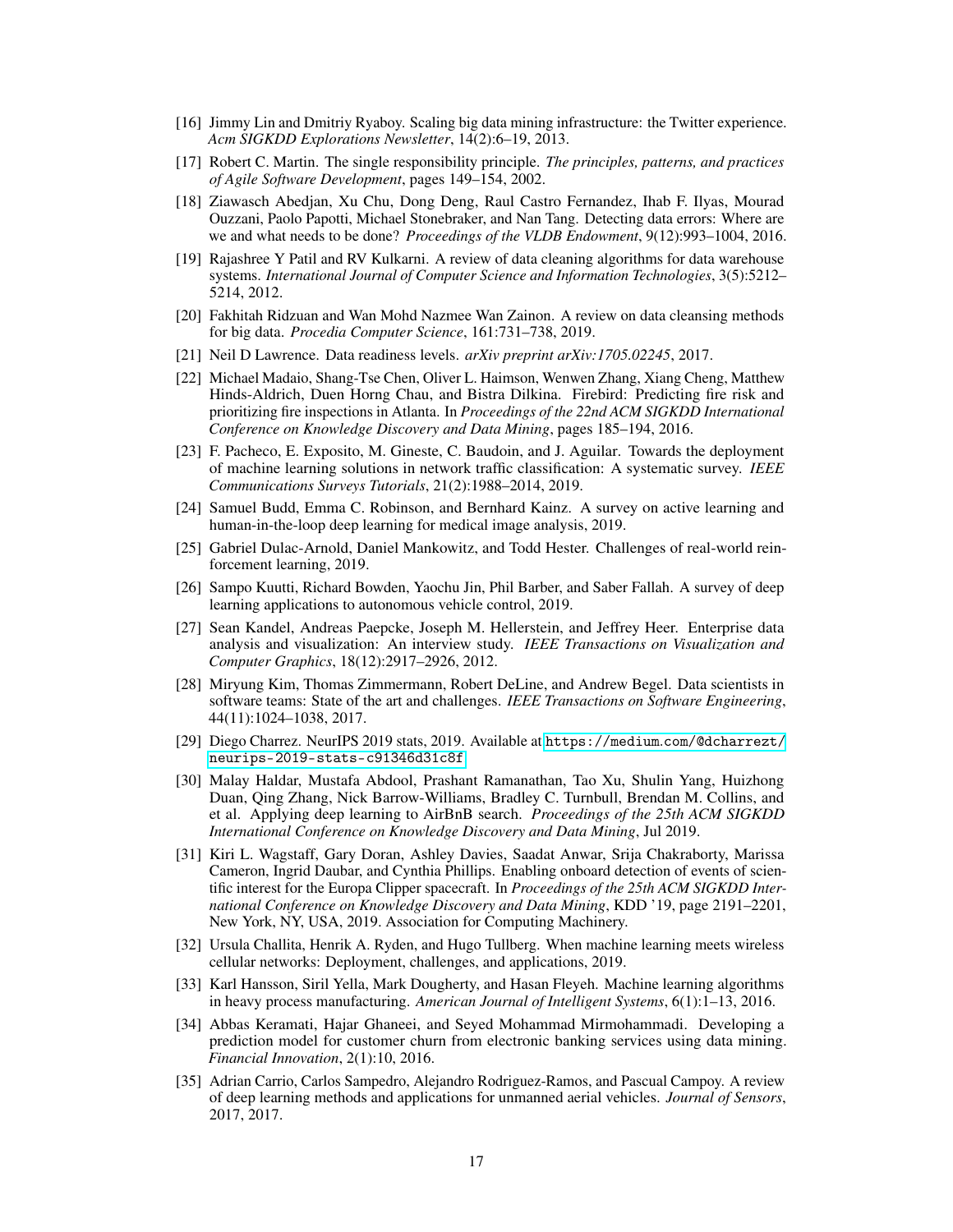[16] Jimmy Lin and Dmitriy Ryaboy. Scaling big data mining infrastructure: the Twitter experience. *Acm SIGKDD Explorations Newsletter*, 14(2):6–19, 2013.

[17] Robert C. Martin. The single responsibility principle. *The principles, patterns, and practices of Agile Software Development*, pages 149–154, 2002.

[18] Ziawasch Abedjan, Xu Chu, Dong Deng, Raul Castro Fernandez, Ihab F. Ilyas, Mourad Ouzzani, Paolo Papotti, Michael Stonebraker, and Nan Tang. Detecting data errors: Where are we and what needs to be done? *Proceedings of the VLDB Endowment*, 9(12):993–1004, 2016.

[19] Rajashree Y Patil and RV Kulkarni. A review of data cleaning algorithms for data warehouse systems. *International Journal of Computer Science and Information Technologies*, 3(5):5212–5214, 2012.

[20] Fakhitah Ridzuan and Wan Mohd Nazmee Wan Zainon. A review on data cleansing methods for big data. *Procedia Computer Science*, 161:731–738, 2019.

[21] Neil D Lawrence. Data readiness levels. *arXiv preprint arXiv:1705.02245*, 2017.

[22] Michael Madaio, Shang-Tse Chen, Oliver L. Haimson, Wenwen Zhang, Xiang Cheng, Matthew Hinds-Aldrich, Duen Horng Chau, and Bistra Dilkina. Firebird: Predicting fire risk and prioritizing fire inspections in Atlanta. In *Proceedings of the 22nd ACM SIGKDD International Conference on Knowledge Discovery and Data Mining*, pages 185–194, 2016.

[23] F. Pacheco, E. Exposito, M. Gineste, C. Baudoin, and J. Aguilar. Towards the deployment of machine learning solutions in network traffic classification: A systematic survey. *IEEE Communications Surveys Tutorials*, 21(2):1988–2014, 2019.

[24] Samuel Budd, Emma C. Robinson, and Bernhard Kainz. A survey on active learning and human-in-the-loop deep learning for medical image analysis, 2019.

[25] Gabriel Dulac-Arnold, Daniel Mankowitz, and Todd Hester. Challenges of real-world reinforcement learning, 2019.

[26] Sampo Kuutti, Richard Bowden, Yaochu Jin, Phil Barber, and Saber Fallah. A survey of deep learning applications to autonomous vehicle control, 2019.

[27] Sean Kandel, Andreas Paepcke, Joseph M. Hellerstein, and Jeffrey Heer. Enterprise data analysis and visualization: An interview study. *IEEE Transactions on Visualization and Computer Graphics*, 18(12):2917–2926, 2012.

[28] Miryung Kim, Thomas Zimmermann, Robert DeLine, and Andrew Begel. Data scientists in software teams: State of the art and challenges. *IEEE Transactions on Software Engineering*, 44(11):1024–1038, 2017.

[29] Diego Charrez. NeurIPS 2019 stats, 2019. Available at `https://medium.com/@dcharrezt/neurips-2019-stats-c91346d31c8f`.

[30] Malay Haldar, Mustafa Abdool, Prashant Ramanathan, Tao Xu, Shulin Yang, Huizhong Duan, Qing Zhang, Nick Barrow-Williams, Bradley C. Turnbull, Brendan M. Collins, and et al. Applying deep learning to AirBnB search. *Proceedings of the 25th ACM SIGKDD International Conference on Knowledge Discovery and Data Mining*, Jul 2019.

[31] Kiri L. Wagstaff, Gary Doran, Ashley Davies, Saadat Anwar, Srija Chakraborty, Marissa Cameron, Ingrid Daubar, and Cynthia Phillips. Enabling onboard detection of events of scientific interest for the Europa Clipper spacecraft. In *Proceedings of the 25th ACM SIGKDD International Conference on Knowledge Discovery and Data Mining*, KDD '19, page 2191–2201, New York, NY, USA, 2019. Association for Computing Machinery.

[32] Ursula Challita, Henrik A. Ryden, and Hugo Tullberg. When machine learning meets wireless cellular networks: Deployment, challenges, and applications, 2019.

[33] Karl Hansson, Siril Yella, Mark Dougherty, and Hasan Fleyeh. Machine learning algorithms in heavy process manufacturing. *American Journal of Intelligent Systems*, 6(1):1–13, 2016.

[34] Abbas Keramati, Hajar Ghaneei, and Seyed Mohammad Mirmohammadi. Developing a prediction model for customer churn from electronic banking services using data mining. *Financial Innovation*, 2(1):10, 2016.

[35] Adrian Carrio, Carlos Sampedro, Alejandro Rodriguez-Ramos, and Pascual Campoy. A review of deep learning methods and applications for unmanned aerial vehicles. *Journal of Sensors*, 2017, 2017.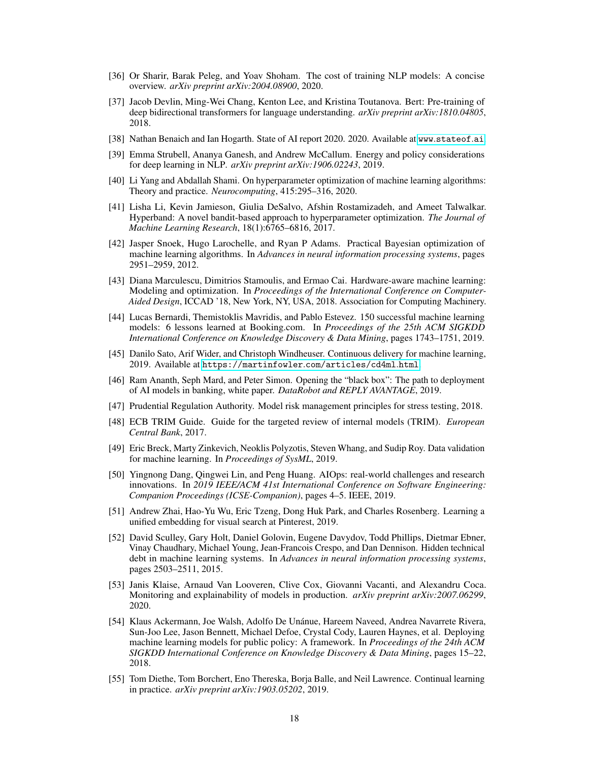[36] Or Sharir, Barak Peleg, and Yoav Shoham. The cost of training NLP models: A concise overview. *arXiv preprint arXiv:2004.08900*, 2020.

[37] Jacob Devlin, Ming-Wei Chang, Kenton Lee, and Kristina Toutanova. Bert: Pre-training of deep bidirectional transformers for language understanding. *arXiv preprint arXiv:1810.04805*, 2018.

[38] Nathan Benaich and Ian Hogarth. State of AI report 2020. 2020. Available at `www.stateof.ai`.

[39] Emma Strubell, Ananya Ganesh, and Andrew McCallum. Energy and policy considerations for deep learning in NLP. *arXiv preprint arXiv:1906.02243*, 2019.

[40] Li Yang and Abdallah Shami. On hyperparameter optimization of machine learning algorithms: Theory and practice. *Neurocomputing*, 415:295–316, 2020.

[41] Lisha Li, Kevin Jamieson, Giulia DeSalvo, Afshin Rostamizadeh, and Ameet Talwalkar. Hyperband: A novel bandit-based approach to hyperparameter optimization. *The Journal of Machine Learning Research*, 18(1):6765–6816, 2017.

[42] Jasper Snoek, Hugo Larochelle, and Ryan P Adams. Practical Bayesian optimization of machine learning algorithms. In *Advances in neural information processing systems*, pages 2951–2959, 2012.

[43] Diana Marculescu, Dimitrios Stamoulis, and Ermao Cai. Hardware-aware machine learning: Modeling and optimization. In *Proceedings of the International Conference on Computer-Aided Design*, ICCAD '18, New York, NY, USA, 2018. Association for Computing Machinery.

[44] Lucas Bernardi, Themistoklis Mavridis, and Pablo Estevez. 150 successful machine learning models: 6 lessons learned at Booking.com. In *Proceedings of the 25th ACM SIGKDD International Conference on Knowledge Discovery & Data Mining*, pages 1743–1751, 2019.

[45] Danilo Sato, Arif Wider, and Christoph Windheuser. Continuous delivery for machine learning, 2019. Available at `https://martinfowler.com/articles/cd4ml.html`.

[46] Ram Ananth, Seph Mard, and Peter Simon. Opening the "black box": The path to deployment of AI models in banking, white paper. *DataRobot and REPLY AVANTAGE*, 2019.

[47] Prudential Regulation Authority. Model risk management principles for stress testing, 2018.

[48] ECB TRIM Guide. Guide for the targeted review of internal models (TRIM). *European Central Bank*, 2017.

[49] Eric Breck, Marty Zinkevich, Neoklis Polyzotis, Steven Whang, and Sudip Roy. Data validation for machine learning. In *Proceedings of SysML*, 2019.

[50] Yingnong Dang, Qingwei Lin, and Peng Huang. AIOps: real-world challenges and research innovations. In *2019 IEEE/ACM 41st International Conference on Software Engineering: Companion Proceedings (ICSE-Companion)*, pages 4–5. IEEE, 2019.

[51] Andrew Zhai, Hao-Yu Wu, Eric Tzeng, Dong Huk Park, and Charles Rosenberg. Learning a unified embedding for visual search at Pinterest, 2019.

[52] David Sculley, Gary Holt, Daniel Golovin, Eugene Davydov, Todd Phillips, Dietmar Ebner, Vinay Chaudhary, Michael Young, Jean-Francois Crespo, and Dan Dennison. Hidden technical debt in machine learning systems. In *Advances in neural information processing systems*, pages 2503–2511, 2015.

[53] Janis Klaise, Arnaud Van Looveren, Clive Cox, Giovanni Vacanti, and Alexandru Coca. Monitoring and explainability of models in production. *arXiv preprint arXiv:2007.06299*, 2020.

[54] Klaus Ackermann, Joe Walsh, Adolfo De Unánue, Hareem Naveed, Andrea Navarrete Rivera, Sun-Joo Lee, Jason Bennett, Michael Defoe, Crystal Cody, Lauren Haynes, et al. Deploying machine learning models for public policy: A framework. In *Proceedings of the 24th ACM SIGKDD International Conference on Knowledge Discovery & Data Mining*, pages 15–22, 2018.

[55] Tom Diethe, Tom Borchert, Eno Thereska, Borja Balle, and Neil Lawrence. Continual learning in practice. *arXiv preprint arXiv:1903.05202*, 2019.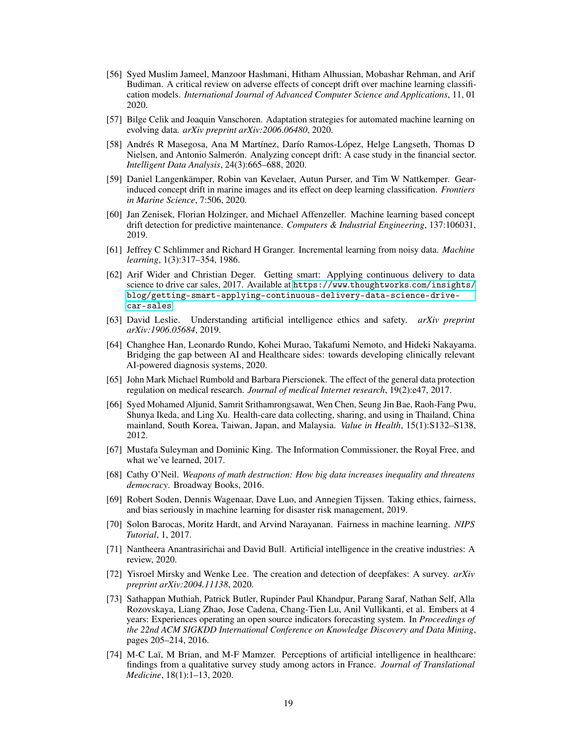[56] Syed Muslim Jameel, Manzoor Hashmani, Hitham Alhussian, Mobashar Rehman, and Arif Budiman. A critical review on adverse effects of concept drift over machine learning classification models. *International Journal of Advanced Computer Science and Applications*, 11, 01 2020.

[57] Bilge Celik and Joaquin Vanschoren. Adaptation strategies for automated machine learning on evolving data. *arXiv preprint arXiv:2006.06480*, 2020.

[58] Andrés R Masegosa, Ana M Martínez, Darío Ramos-López, Helge Langseth, Thomas D Nielsen, and Antonio Salmerón. Analyzing concept drift: A case study in the financial sector. *Intelligent Data Analysis*, 24(3):665–688, 2020.

[59] Daniel Langenkämper, Robin van Kevelaer, Autun Purser, and Tim W Nattkemper. Gear-induced concept drift in marine images and its effect on deep learning classification. *Frontiers in Marine Science*, 7:506, 2020.

[60] Jan Zenisek, Florian Holzinger, and Michael Affenzeller. Machine learning based concept drift detection for predictive maintenance. *Computers & Industrial Engineering*, 137:106031, 2019.

[61] Jeffrey C Schlimmer and Richard H Granger. Incremental learning from noisy data. *Machine learning*, 1(3):317–354, 1986.

[62] Arif Wider and Christian Deger. Getting smart: Applying continuous delivery to data science to drive car sales, 2017. Available at `https://www.thoughtworks.com/insights/blog/getting-smart-applying-continuous-delivery-data-science-drive-car-sales`.

[63] David Leslie. Understanding artificial intelligence ethics and safety. *arXiv preprint arXiv:1906.05684*, 2019.

[64] Changhee Han, Leonardo Rundo, Kohei Murao, Takafumi Nemoto, and Hideki Nakayama. Bridging the gap between AI and Healthcare sides: towards developing clinically relevant AI-powered diagnosis systems, 2020.

[65] John Mark Michael Rumbold and Barbara Pierscionek. The effect of the general data protection regulation on medical research. *Journal of medical Internet research*, 19(2):e47, 2017.

[66] Syed Mohamed Aljunid, Samrit Srithamrongsawat, Wen Chen, Seung Jin Bae, Raoh-Fang Pwu, Shunya Ikeda, and Ling Xu. Health-care data collecting, sharing, and using in Thailand, China mainland, South Korea, Taiwan, Japan, and Malaysia. *Value in Health*, 15(1):S132–S138, 2012.

[67] Mustafa Suleyman and Dominic King. The Information Commissioner, the Royal Free, and what we've learned, 2017.

[68] Cathy O'Neil. *Weapons of math destruction: How big data increases inequality and threatens democracy*. Broadway Books, 2016.

[69] Robert Soden, Dennis Wagenaar, Dave Luo, and Annegien Tijssen. Taking ethics, fairness, and bias seriously in machine learning for disaster risk management, 2019.

[70] Solon Barocas, Moritz Hardt, and Arvind Narayanan. Fairness in machine learning. *NIPS Tutorial*, 1, 2017.

[71] Nantheera Anantrasirichai and David Bull. Artificial intelligence in the creative industries: A review, 2020.

[72] Yisroel Mirsky and Wenke Lee. The creation and detection of deepfakes: A survey. *arXiv preprint arXiv:2004.11138*, 2020.

[73] Sathappan Muthiah, Patrick Butler, Rupinder Paul Khandpur, Parang Saraf, Nathan Self, Alla Rozovskaya, Liang Zhao, Jose Cadena, Chang-Tien Lu, Anil Vullikanti, et al. Embers at 4 years: Experiences operating an open source indicators forecasting system. In *Proceedings of the 22nd ACM SIGKDD International Conference on Knowledge Discovery and Data Mining*, pages 205–214, 2016.

[74] M-C Laï, M Brian, and M-F Mamzer. Perceptions of artificial intelligence in healthcare: findings from a qualitative survey study among actors in France. *Journal of Translational Medicine*, 18(1):1–13, 2020.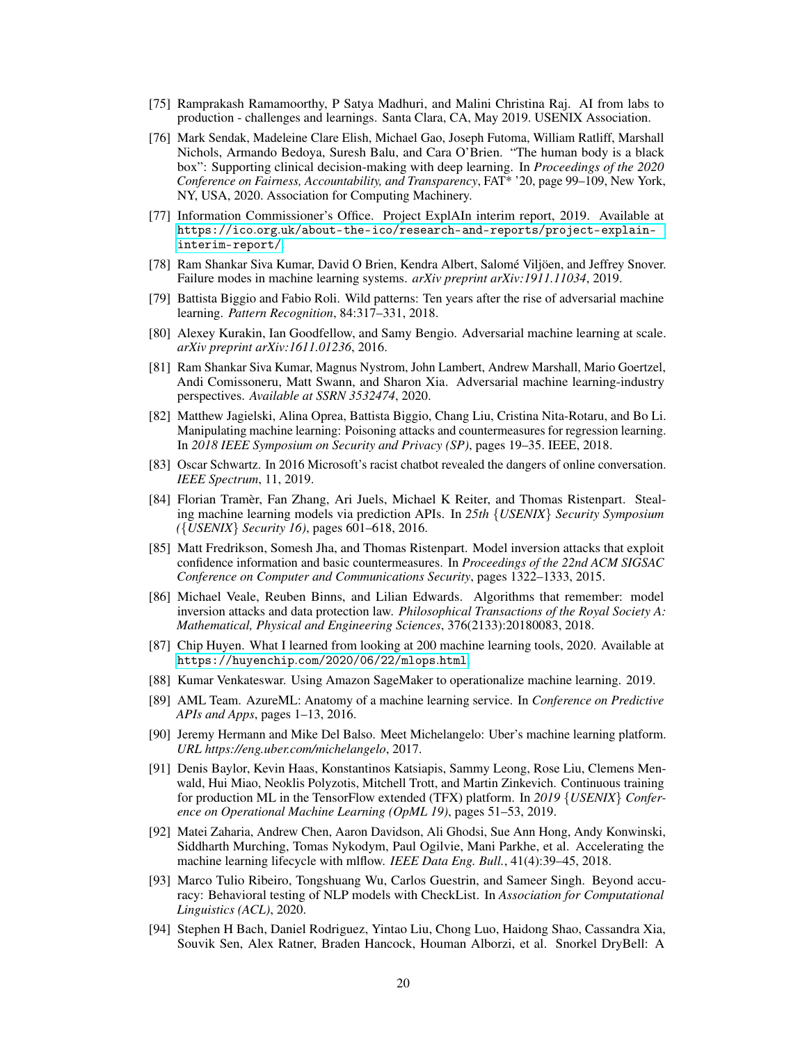[75] Ramprakash Ramamoorthy, P Satya Madhuri, and Malini Christina Raj. AI from labs to production - challenges and learnings. Santa Clara, CA, May 2019. USENIX Association.

[76] Mark Sendak, Madeleine Clare Elish, Michael Gao, Joseph Futoma, William Ratliff, Marshall Nichols, Armando Bedoya, Suresh Balu, and Cara O'Brien. "The human body is a black box": Supporting clinical decision-making with deep learning. In *Proceedings of the 2020 Conference on Fairness, Accountability, and Transparency*, FAT* '20, page 99–109, New York, NY, USA, 2020. Association for Computing Machinery.

[77] Information Commissioner's Office. Project ExplAIn interim report, 2019. Available at https://ico.org.uk/about-the-ico/research-and-reports/project-explain-interim-report/.

[78] Ram Shankar Siva Kumar, David O Brien, Kendra Albert, Salomé Viljöen, and Jeffrey Snover. Failure modes in machine learning systems. *arXiv preprint arXiv:1911.11034*, 2019.

[79] Battista Biggio and Fabio Roli. Wild patterns: Ten years after the rise of adversarial machine learning. *Pattern Recognition*, 84:317–331, 2018.

[80] Alexey Kurakin, Ian Goodfellow, and Samy Bengio. Adversarial machine learning at scale. *arXiv preprint arXiv:1611.01236*, 2016.

[81] Ram Shankar Siva Kumar, Magnus Nystrom, John Lambert, Andrew Marshall, Mario Goertzel, Andi Comissoneru, Matt Swann, and Sharon Xia. Adversarial machine learning-industry perspectives. *Available at SSRN 3532474*, 2020.

[82] Matthew Jagielski, Alina Oprea, Battista Biggio, Chang Liu, Cristina Nita-Rotaru, and Bo Li. Manipulating machine learning: Poisoning attacks and countermeasures for regression learning. In *2018 IEEE Symposium on Security and Privacy (SP)*, pages 19–35. IEEE, 2018.

[83] Oscar Schwartz. In 2016 Microsoft's racist chatbot revealed the dangers of online conversation. *IEEE Spectrum*, 11, 2019.

[84] Florian Tramèr, Fan Zhang, Ari Juels, Michael K Reiter, and Thomas Ristenpart. Stealing machine learning models via prediction APIs. In *25th {USENIX} Security Symposium ({USENIX} Security 16)*, pages 601–618, 2016.

[85] Matt Fredrikson, Somesh Jha, and Thomas Ristenpart. Model inversion attacks that exploit confidence information and basic countermeasures. In *Proceedings of the 22nd ACM SIGSAC Conference on Computer and Communications Security*, pages 1322–1333, 2015.

[86] Michael Veale, Reuben Binns, and Lilian Edwards. Algorithms that remember: model inversion attacks and data protection law. *Philosophical Transactions of the Royal Society A: Mathematical, Physical and Engineering Sciences*, 376(2133):20180083, 2018.

[87] Chip Huyen. What I learned from looking at 200 machine learning tools, 2020. Available at https://huyenchip.com/2020/06/22/mlops.html.

[88] Kumar Venkateswar. Using Amazon SageMaker to operationalize machine learning. 2019.

[89] AML Team. AzureML: Anatomy of a machine learning service. In *Conference on Predictive APIs and Apps*, pages 1–13, 2016.

[90] Jeremy Hermann and Mike Del Balso. Meet Michelangelo: Uber's machine learning platform. *URL https://eng.uber.com/michelangelo*, 2017.

[91] Denis Baylor, Kevin Haas, Konstantinos Katsiapis, Sammy Leong, Rose Liu, Clemens Menwald, Hui Miao, Neoklis Polyzotis, Mitchell Trott, and Martin Zinkevich. Continuous training for production ML in the TensorFlow extended (TFX) platform. In *2019 {USENIX} Conference on Operational Machine Learning (OpML 19)*, pages 51–53, 2019.

[92] Matei Zaharia, Andrew Chen, Aaron Davidson, Ali Ghodsi, Sue Ann Hong, Andy Konwinski, Siddharth Murching, Tomas Nykodym, Paul Ogilvie, Mani Parkhe, et al. Accelerating the machine learning lifecycle with mlflow. *IEEE Data Eng. Bull.*, 41(4):39–45, 2018.

[93] Marco Tulio Ribeiro, Tongshuang Wu, Carlos Guestrin, and Sameer Singh. Beyond accuracy: Behavioral testing of NLP models with CheckList. In *Association for Computational Linguistics (ACL)*, 2020.

[94] Stephen H Bach, Daniel Rodriguez, Yintao Liu, Chong Luo, Haidong Shao, Cassandra Xia, Souvik Sen, Alex Ratner, Braden Hancock, Houman Alborzi, et al. Snorkel DryBell: A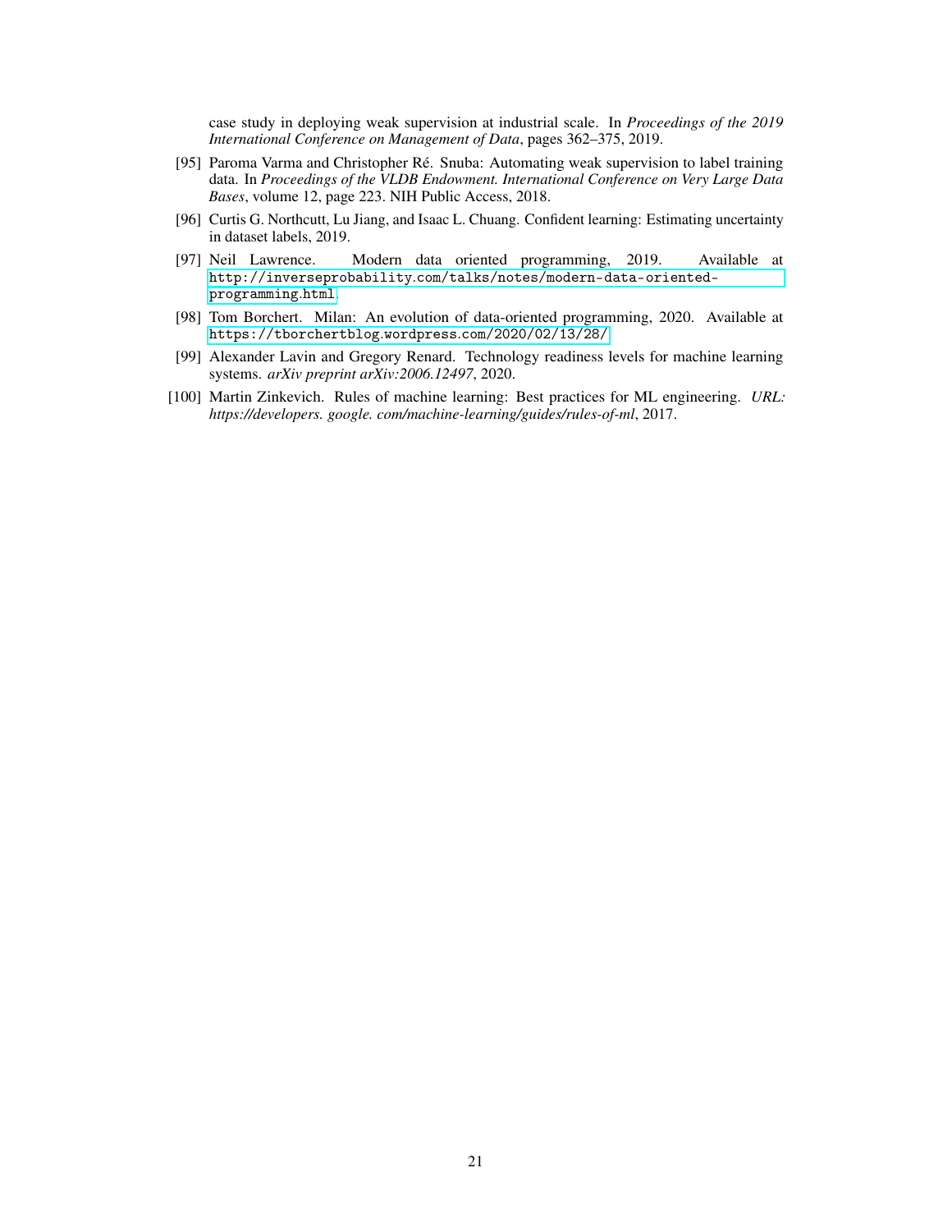case study in deploying weak supervision at industrial scale. In *Proceedings of the 2019 International Conference on Management of Data*, pages 362–375, 2019.

[95] Paroma Varma and Christopher Ré. Snuba: Automating weak supervision to label training data. In *Proceedings of the VLDB Endowment. International Conference on Very Large Data Bases*, volume 12, page 223. NIH Public Access, 2018.

[96] Curtis G. Northcutt, Lu Jiang, and Isaac L. Chuang. Confident learning: Estimating uncertainty in dataset labels, 2019.

[97] Neil Lawrence. Modern data oriented programming, 2019. Available at http://inverseprobability.com/talks/notes/modern-data-oriented-programming.html.

[98] Tom Borchert. Milan: An evolution of data-oriented programming, 2020. Available at https://tborchertblog.wordpress.com/2020/02/13/28/.

[99] Alexander Lavin and Gregory Renard. Technology readiness levels for machine learning systems. *arXiv preprint arXiv:2006.12497*, 2020.

[100] Martin Zinkevich. Rules of machine learning: Best practices for ML engineering. *URL: https://developers. google. com/machine-learning/guides/rules-of-ml*, 2017.